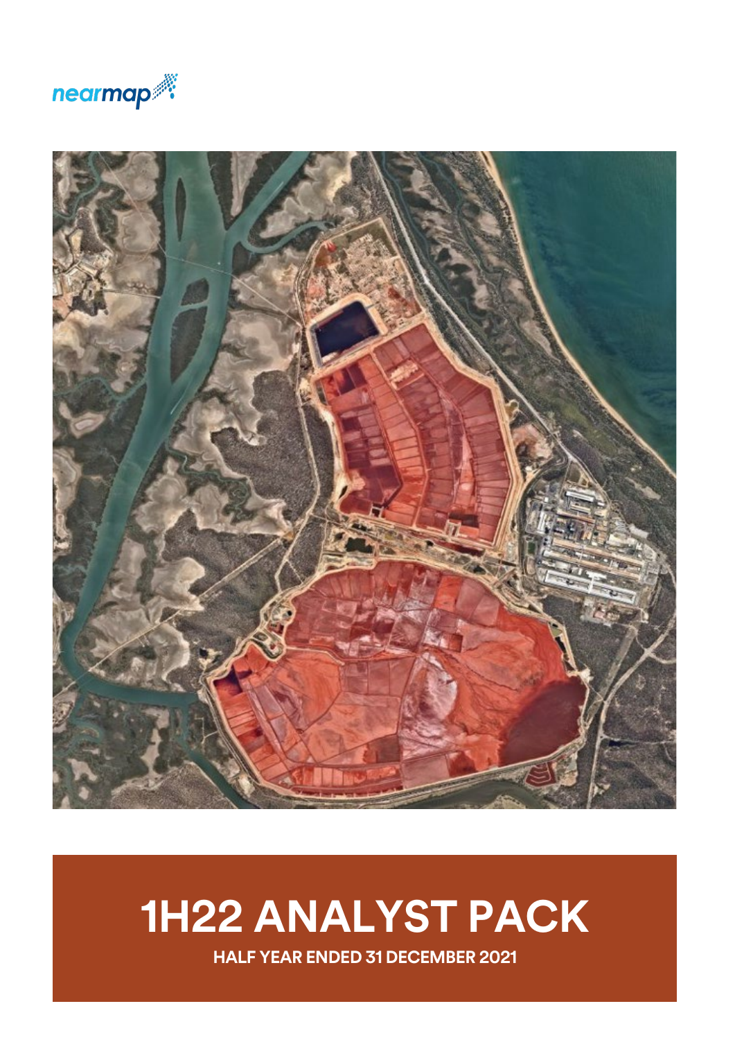nearmap

# 1H22 ANALYST PACK

**HALF YEAR ENDED 31 DECEMBER 2021**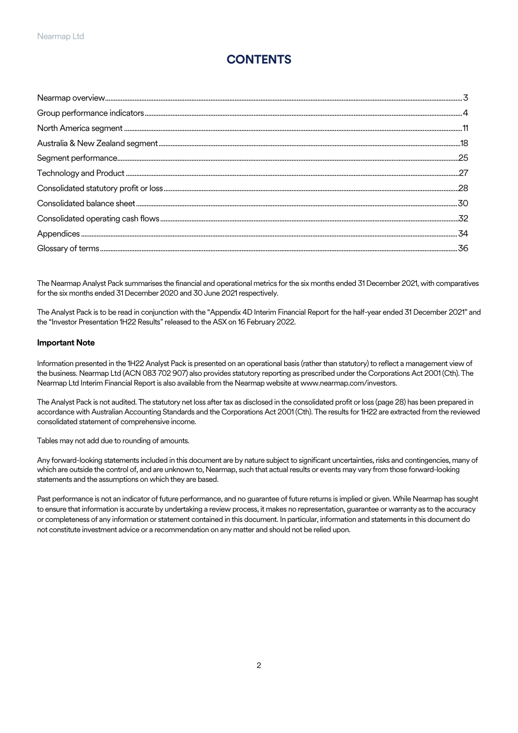# CONTENTS

| | |
|---|---|
| Nearmap overview | 3 |
| Group performance indicators | 4 |
| North America segment | 11 |
| Australia & New Zealand segment | 18 |
| Segment performance | 25 |
| Technology and Product | 27 |
| Consolidated statutory profit or loss | 28 |
| Consolidated balance sheet | 30 |
| Consolidated operating cash flows | 32 |
| Appendices | 34 |
| Glossary of terms | 36 |

The Nearmap Analyst Pack summarises the financial and operational metrics for the six months ended 31 December 2021, with comparatives for the six months ended 31 December 2020 and 30 June 2021 respectively.

The Analyst Pack is to be read in conjunction with the "Appendix 4D Interim Financial Report for the half-year ended 31 December 2021" and the "Investor Presentation 1H22 Results" released to the ASX on 16 February 2022.

**Important Note**

Information presented in the 1H22 Analyst Pack is presented on an operational basis (rather than statutory) to reflect a management view of the business. Nearmap Ltd (ACN 083 702 907) also provides statutory reporting as prescribed under the Corporations Act 2001 (Cth). The Nearmap Ltd Interim Financial Report is also available from the Nearmap website at www.nearmap.com/investors.

The Analyst Pack is not audited. The statutory net loss after tax as disclosed in the consolidated profit or loss (page 28) has been prepared in accordance with Australian Accounting Standards and the Corporations Act 2001 (Cth). The results for 1H22 are extracted from the reviewed consolidated statement of comprehensive income.

Tables may not add due to rounding of amounts.

Any forward-looking statements included in this document are by nature subject to significant uncertainties, risks and contingencies, many of which are outside the control of, and are unknown to, Nearmap, such that actual results or events may vary from those forward-looking statements and the assumptions on which they are based.

Past performance is not an indicator of future performance, and no guarantee of future returns is implied or given. While Nearmap has sought to ensure that information is accurate by undertaking a review process, it makes no representation, guarantee or warranty as to the accuracy or completeness of any information or statement contained in this document. In particular, information and statements in this document do not constitute investment advice or a recommendation on any matter and should not be relied upon.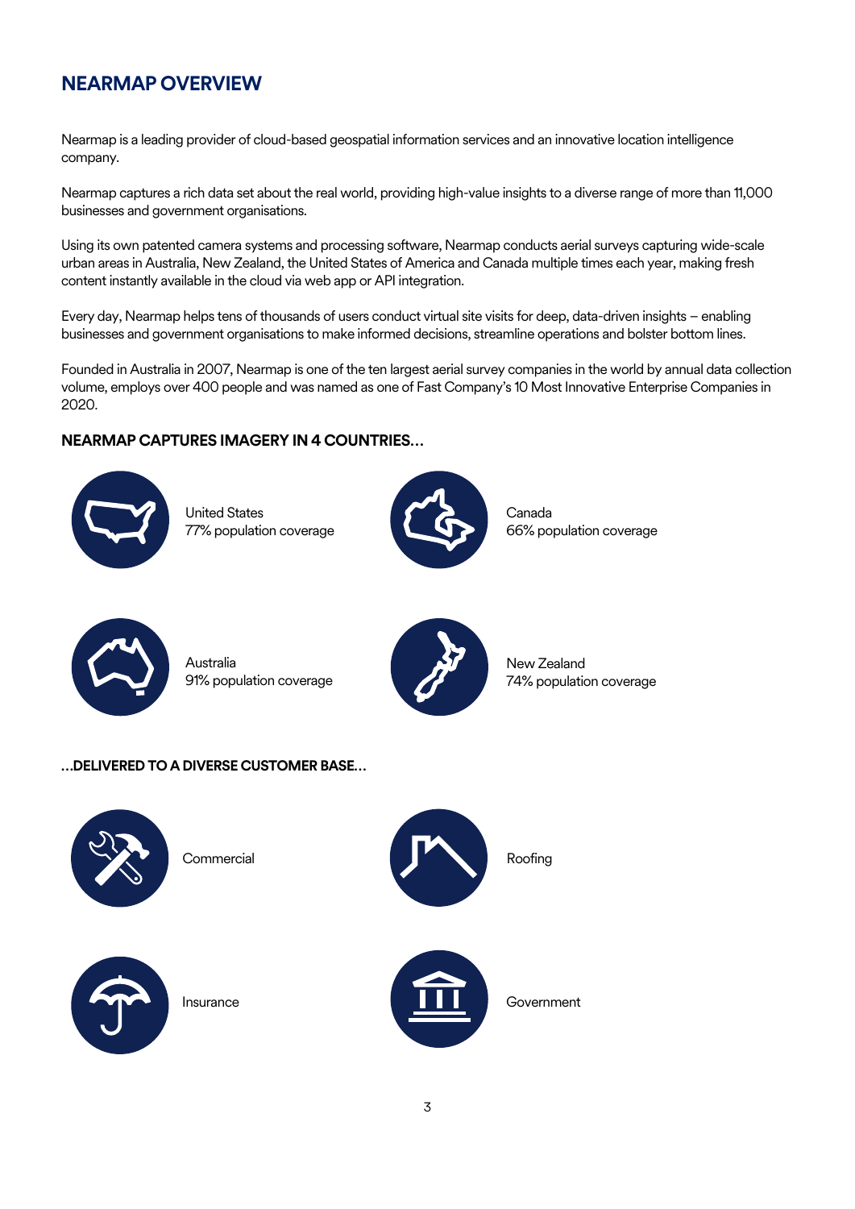## NEARMAP OVERVIEW

Nearmap is a leading provider of cloud-based geospatial information services and an innovative location intelligence company.

Nearmap captures a rich data set about the real world, providing high-value insights to a diverse range of more than 11,000 businesses and government organisations.

Using its own patented camera systems and processing software, Nearmap conducts aerial surveys capturing wide-scale urban areas in Australia, New Zealand, the United States of America and Canada multiple times each year, making fresh content instantly available in the cloud via web app or API integration.

Every day, Nearmap helps tens of thousands of users conduct virtual site visits for deep, data-driven insights – enabling businesses and government organisations to make informed decisions, streamline operations and bolster bottom lines.

Founded in Australia in 2007, Nearmap is one of the ten largest aerial survey companies in the world by annual data collection volume, employs over 400 people and was named as one of Fast Company's 10 Most Innovative Enterprise Companies in 2020.

### NEARMAP CAPTURES IMAGERY IN 4 COUNTRIES…

United States
77% population coverage

Canada
66% population coverage

Australia
91% population coverage

New Zealand
74% population coverage

### …DELIVERED TO A DIVERSE CUSTOMER BASE…

Commercial

Roofing

Insurance

Government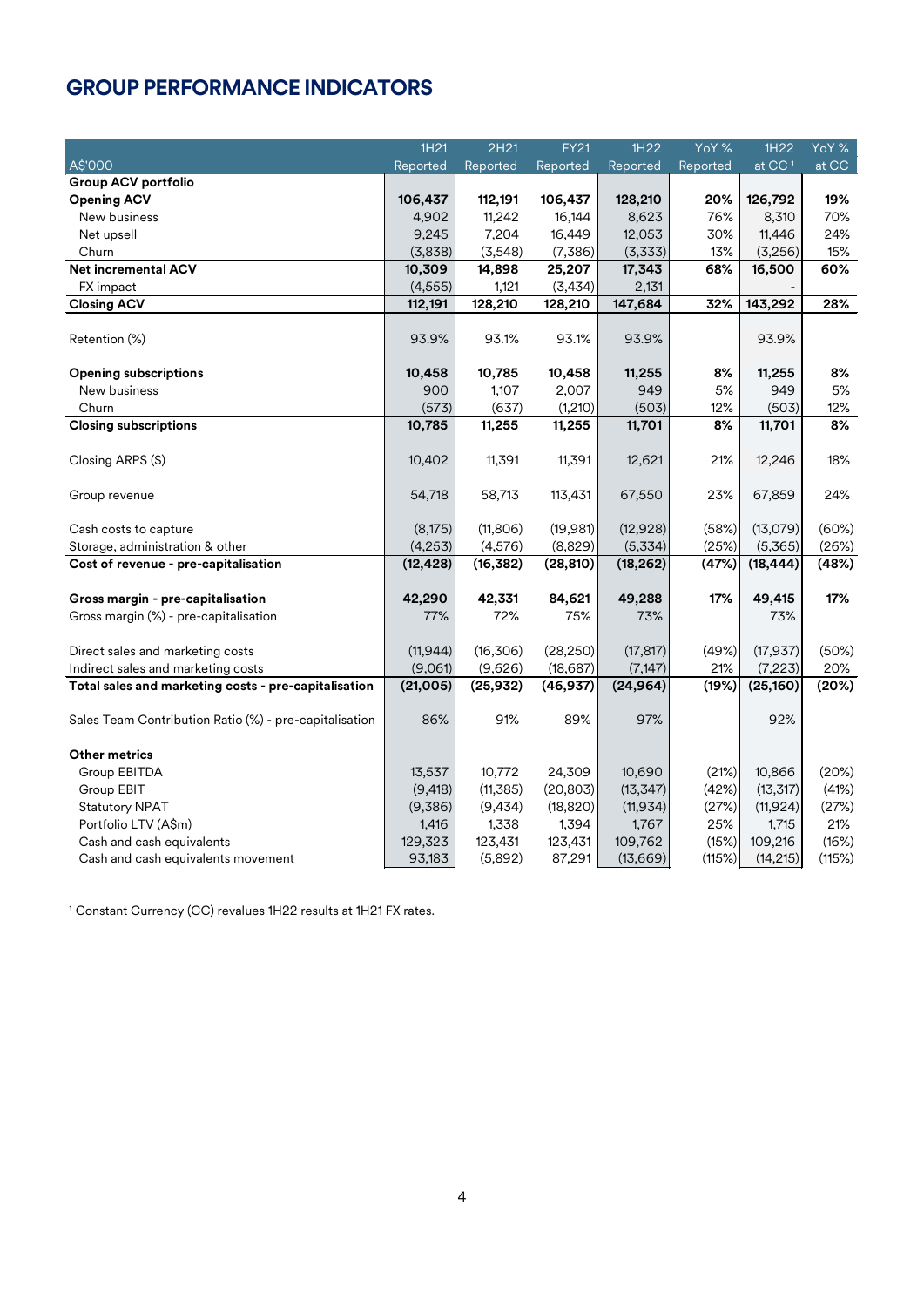# GROUP PERFORMANCE INDICATORS

| A$'000 | 1H21 Reported | 2H21 Reported | FY21 Reported | 1H22 Reported | YoY % Reported | 1H22 at CC [1] | YoY % at CC |
|---|---|---|---|---|---|---|---|
| **Group ACV portfolio** | | | | | | | |
| **Opening ACV** | **106,437** | **112,191** | **106,437** | **128,210** | **20%** | **126,792** | **19%** |
| New business | 4,902 | 11,242 | 16,144 | 8,623 | 76% | 8,310 | 70% |
| Net upsell | 9,245 | 7,204 | 16,449 | 12,053 | 30% | 11,446 | 24% |
| Churn | (3,838) | (3,548) | (7,386) | (3,333) | 13% | (3,256) | 15% |
| **Net incremental ACV** | **10,309** | **14,898** | **25,207** | **17,343** | **68%** | **16,500** | **60%** |
| FX impact | (4,555) | 1,121 | (3,434) | 2,131 | | - | |
| **Closing ACV** | **112,191** | **128,210** | **128,210** | **147,684** | **32%** | **143,292** | **28%** |
| Retention (%) | 93.9% | 93.1% | 93.1% | 93.9% | | 93.9% | |
| **Opening subscriptions** | **10,458** | **10,785** | **10,458** | **11,255** | **8%** | **11,255** | **8%** |
| New business | 900 | 1,107 | 2,007 | 949 | 5% | 949 | 5% |
| Churn | (573) | (637) | (1,210) | (503) | 12% | (503) | 12% |
| **Closing subscriptions** | **10,785** | **11,255** | **11,255** | **11,701** | **8%** | **11,701** | **8%** |
| Closing ARPS ($) | 10,402 | 11,391 | 11,391 | 12,621 | 21% | 12,246 | 18% |
| Group revenue | 54,718 | 58,713 | 113,431 | 67,550 | 23% | 67,859 | 24% |
| Cash costs to capture | (8,175) | (11,806) | (19,981) | (12,928) | (58%) | (13,079) | (60%) |
| Storage, administration & other | (4,253) | (4,576) | (8,829) | (5,334) | (25%) | (5,365) | (26%) |
| **Cost of revenue - pre-capitalisation** | **(12,428)** | **(16,382)** | **(28,810)** | **(18,262)** | **(47%)** | **(18,444)** | **(48%)** |
| **Gross margin - pre-capitalisation** | **42,290** | **42,331** | **84,621** | **49,288** | **17%** | **49,415** | **17%** |
| Gross margin (%) - pre-capitalisation | 77% | 72% | 75% | 73% | | 73% | |
| Direct sales and marketing costs | (11,944) | (16,306) | (28,250) | (17,817) | (49%) | (17,937) | (50%) |
| Indirect sales and marketing costs | (9,061) | (9,626) | (18,687) | (7,147) | 21% | (7,223) | 20% |
| **Total sales and marketing costs - pre-capitalisation** | **(21,005)** | **(25,932)** | **(46,937)** | **(24,964)** | **(19%)** | **(25,160)** | **(20%)** |
| Sales Team Contribution Ratio (%) - pre-capitalisation | 86% | 91% | 89% | 97% | | 92% | |
| **Other metrics** | | | | | | | |
| Group EBITDA | 13,537 | 10,772 | 24,309 | 10,690 | (21%) | 10,866 | (20%) |
| Group EBIT | (9,418) | (11,385) | (20,803) | (13,347) | (42%) | (13,317) | (41%) |
| Statutory NPAT | (9,386) | (9,434) | (18,820) | (11,934) | (27%) | (11,924) | (27%) |
| Portfolio LTV (A$m) | 1,416 | 1,338 | 1,394 | 1,767 | 25% | 1,715 | 21% |
| Cash and cash equivalents | 129,323 | 123,431 | 123,431 | 109,762 | (15%) | 109,216 | (16%) |
| Cash and cash equivalents movement | 93,183 | (5,892) | 87,291 | (13,669) | (115%) | (14,215) | (115%) |

[1] Constant Currency (CC) revalues 1H22 results at 1H21 FX rates.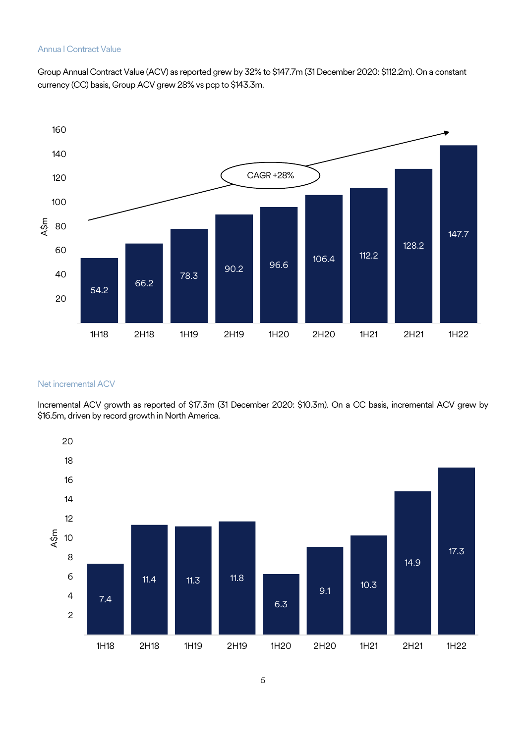### Annual Contract Value

Group Annual Contract Value (ACV) as reported grew by 32% to $147.7m (31 December 2020: $112.2m). On a constant currency (CC) basis, Group ACV grew 28% vs pcp to $143.3m.

| Period | A$m |
|---|---|
| 1H18 | 54.2 |
| 2H18 | 66.2 |
| 1H19 | 78.3 |
| 2H19 | 90.2 |
| 1H20 | 96.6 |
| 2H20 | 106.4 |
| 1H21 | 112.2 |
| 2H21 | 128.2 |
| 1H22 | 147.7 |

CAGR +28%

### Net incremental ACV

Incremental ACV growth as reported of $17.3m (31 December 2020: $10.3m). On a CC basis, incremental ACV grew by $16.5m, driven by record growth in North America.

| Period | A$m |
|---|---|
| 1H18 | 7.4 |
| 2H18 | 11.4 |
| 1H19 | 11.3 |
| 2H19 | 11.8 |
| 1H20 | 6.3 |
| 2H20 | 9.1 |
| 1H21 | 10.3 |
| 2H21 | 14.9 |
| 1H22 | 17.3 |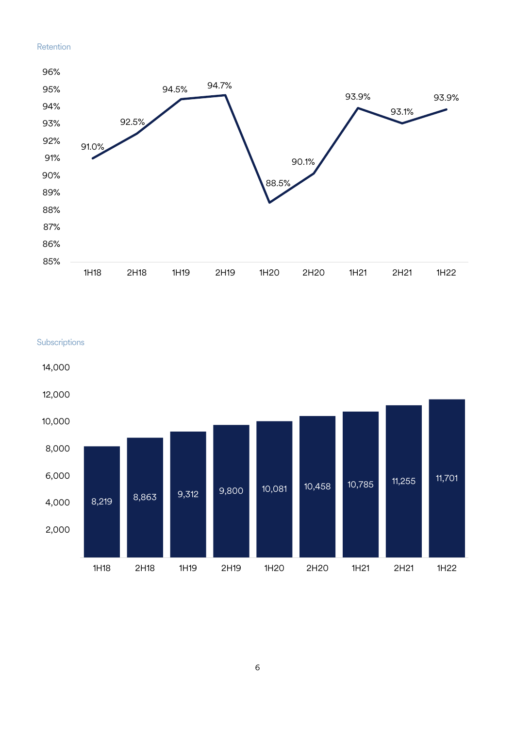Retention

| Period | Retention |
|---|---|
| 1H18 | 91.0% |
| 2H18 | 92.5% |
| 1H19 | 94.5% |
| 2H19 | 94.7% |
| 1H20 | 88.5% |
| 2H20 | 90.1% |
| 1H21 | 93.9% |
| 2H21 | 93.1% |
| 1H22 | 93.9% |

Subscriptions

| Period | Subscriptions |
|---|---|
| 1H18 | 8,219 |
| 2H18 | 8,863 |
| 1H19 | 9,312 |
| 2H19 | 9,800 |
| 1H20 | 10,081 |
| 2H20 | 10,458 |
| 1H21 | 10,785 |
| 2H21 | 11,255 |
| 1H22 | 11,701 |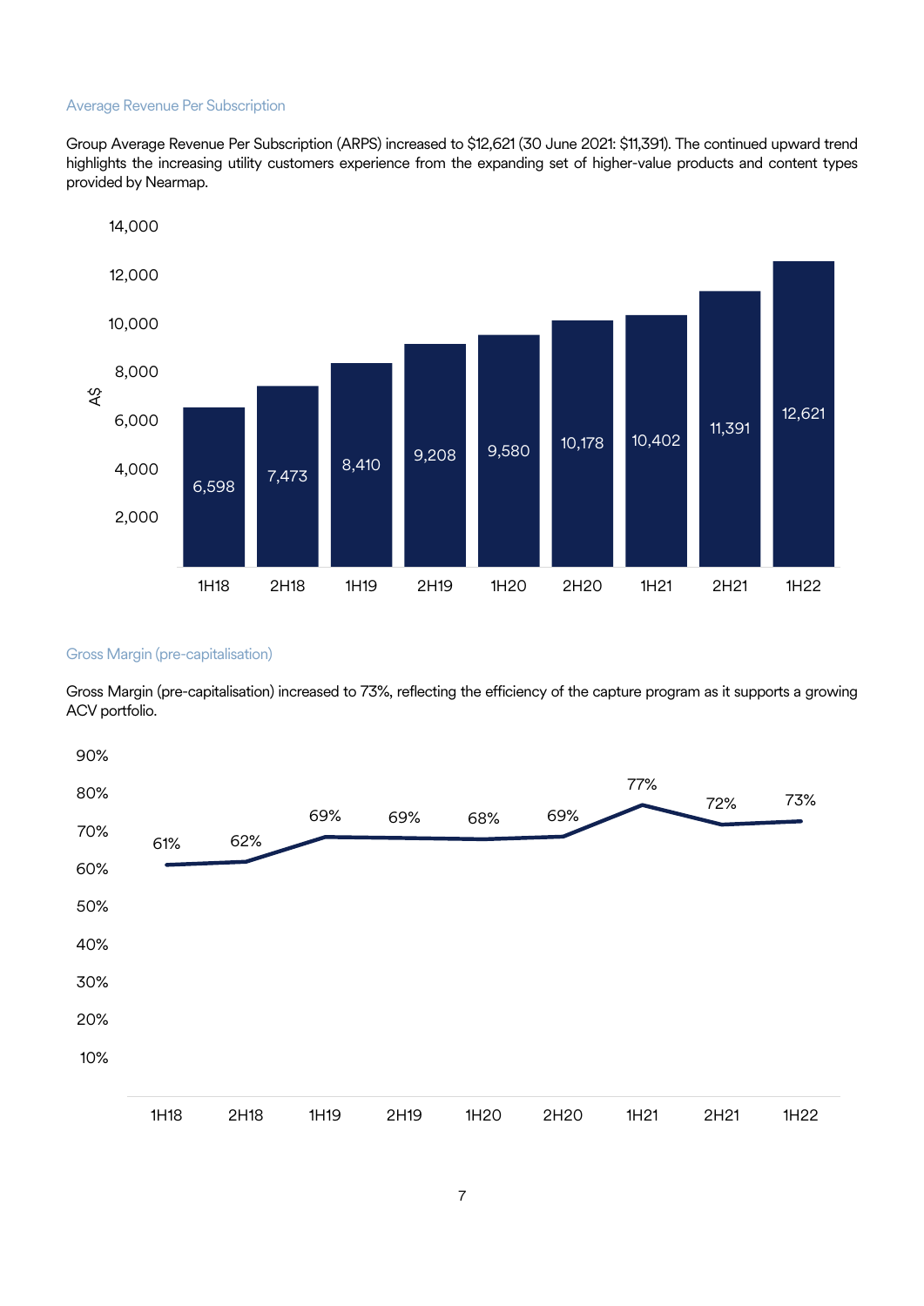### Average Revenue Per Subscription

Group Average Revenue Per Subscription (ARPS) increased to $12,621 (30 June 2021: $11,391). The continued upward trend highlights the increasing utility customers experience from the expanding set of higher-value products and content types provided by Nearmap.

| Period | ARPS (A$) |
|---|---|
| 1H18 | 6,598 |
| 2H18 | 7,473 |
| 1H19 | 8,410 |
| 2H19 | 9,208 |
| 1H20 | 9,580 |
| 2H20 | 10,178 |
| 1H21 | 10,402 |
| 2H21 | 11,391 |
| 1H22 | 12,621 |

### Gross Margin (pre-capitalisation)

Gross Margin (pre-capitalisation) increased to 73%, reflecting the efficiency of the capture program as it supports a growing ACV portfolio.

| Period | Gross Margin |
|---|---|
| 1H18 | 61% |
| 2H18 | 62% |
| 1H19 | 69% |
| 2H19 | 69% |
| 1H20 | 68% |
| 2H20 | 69% |
| 1H21 | 77% |
| 2H21 | 72% |
| 1H22 | 73% |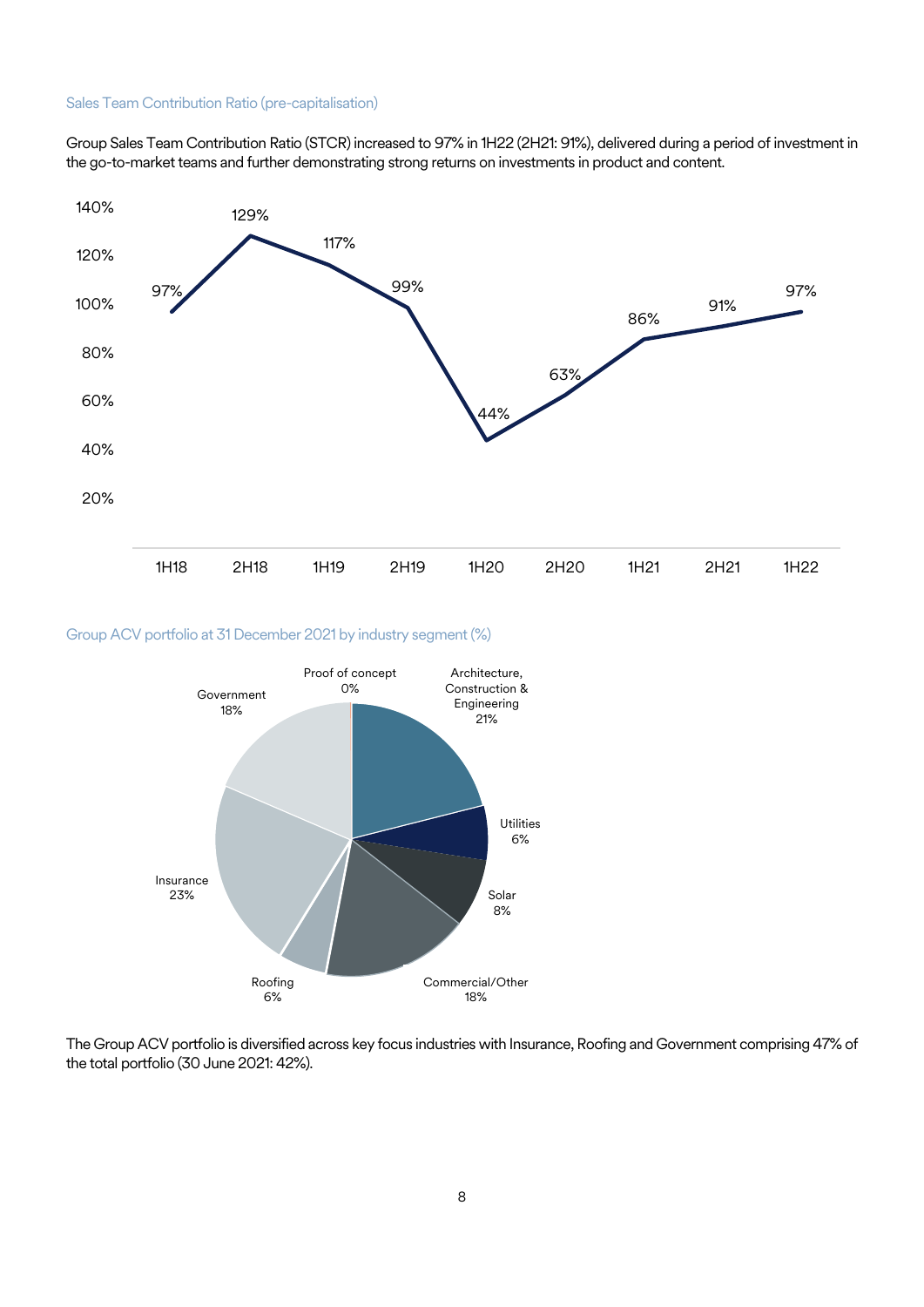### Sales Team Contribution Ratio (pre-capitalisation)

Group Sales Team Contribution Ratio (STCR) increased to 97% in 1H22 (2H21: 91%), delivered during a period of investment in the go-to-market teams and further demonstrating strong returns on investments in product and content.

| Period | STCR |
|---|---|
| 1H18 | 97% |
| 2H18 | 129% |
| 1H19 | 117% |
| 2H19 | 99% |
| 1H20 | 44% |
| 2H20 | 63% |
| 1H21 | 86% |
| 2H21 | 91% |
| 1H22 | 97% |

### Group ACV portfolio at 31 December 2021 by industry segment (%)

| Industry segment | % |
|---|---|
| Architecture, Construction & Engineering | 21% |
| Utilities | 6% |
| Solar | 8% |
| Commercial/Other | 18% |
| Roofing | 6% |
| Insurance | 23% |
| Government | 18% |
| Proof of concept | 0% |

The Group ACV portfolio is diversified across key focus industries with Insurance, Roofing and Government comprising 47% of the total portfolio (30 June 2021: 42%).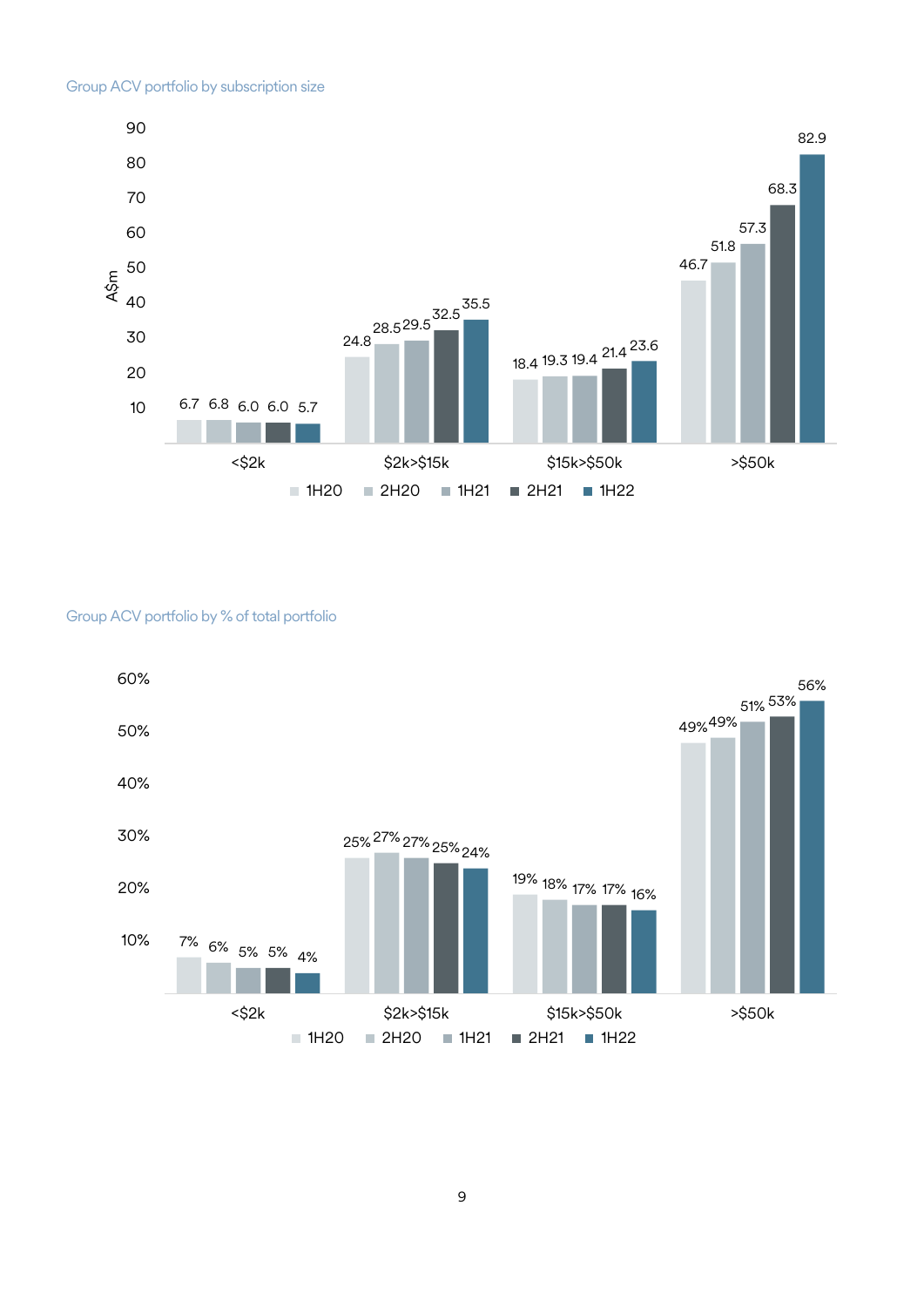Group ACV portfolio by subscription size

| A$m | 1H20 | 2H20 | 1H21 | 2H21 | 1H22 |
|---|---|---|---|---|---|
| <$2k | 6.7 | 6.8 | 6.0 | 6.0 | 5.7 |
| $2k>$15k | 24.8 | 28.5 | 29.5 | 32.5 | 35.5 |
| $15k>$50k | 18.4 | 19.3 | 19.4 | 21.4 | 23.6 |
| >$50k | 46.7 | 51.8 | 57.3 | 68.3 | 82.9 |

Group ACV portfolio by % of total portfolio

| | 1H20 | 2H20 | 1H21 | 2H21 | 1H22 |
|---|---|---|---|---|---|
| <$2k | 7% | 6% | 5% | 5% | 4% |
| $2k>$15k | 25% | 27% | 27% | 25% | 24% |
| $15k>$50k | 19% | 18% | 17% | 17% | 16% |
| >$50k | 49% | 49% | 51% | 53% | 56% |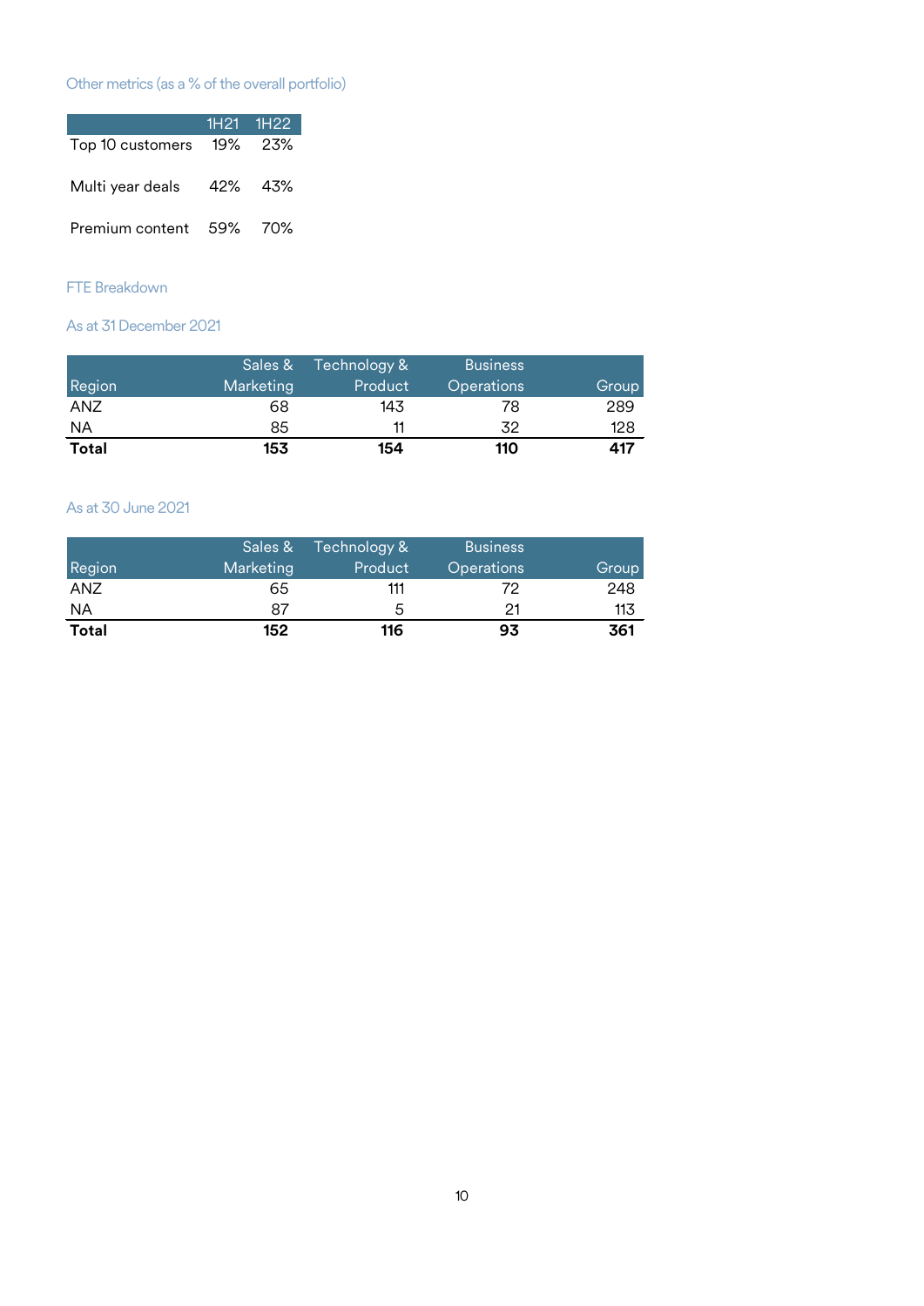### Other metrics (as a % of the overall portfolio)

| | 1H21 | 1H22 |
|---|---|---|
| Top 10 customers | 19% | 23% |
| Multi year deals | 42% | 43% |
| Premium content | 59% | 70% |

### FTE Breakdown

#### As at 31 December 2021

| Region | Sales & Marketing | Technology & Product | Business Operations | Group |
|---|---|---|---|---|
| ANZ | 68 | 143 | 78 | 289 |
| NA | 85 | 11 | 32 | 128 |
| **Total** | **153** | **154** | **110** | **417** |

#### As at 30 June 2021

| Region | Sales & Marketing | Technology & Product | Business Operations | Group |
|---|---|---|---|---|
| ANZ | 65 | 111 | 72 | 248 |
| NA | 87 | 5 | 21 | 113 |
| **Total** | **152** | **116** | **93** | **361** |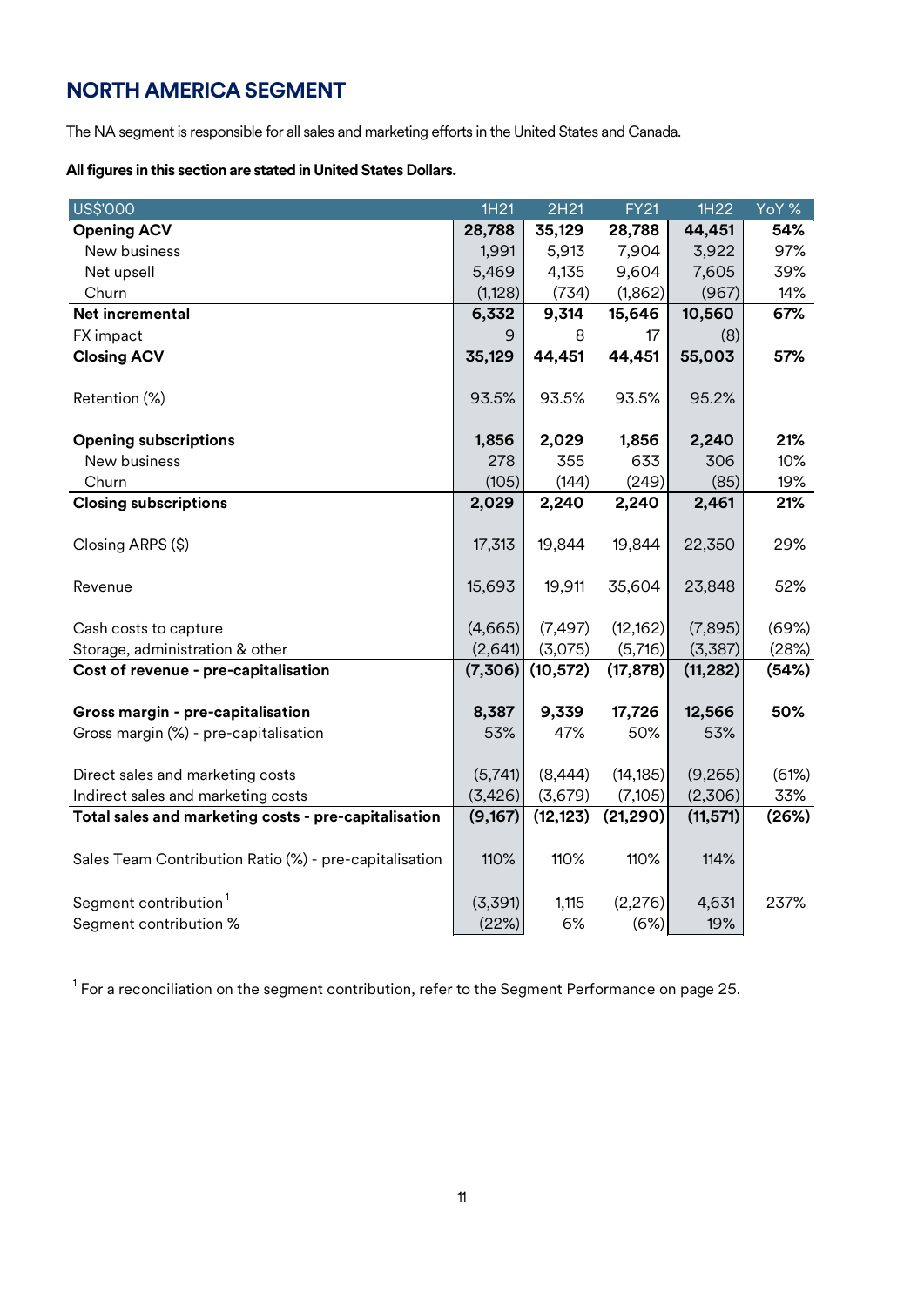## NORTH AMERICA SEGMENT

The NA segment is responsible for all sales and marketing efforts in the United States and Canada.

**All figures in this section are stated in United States Dollars.**

| US$'000 | 1H21 | 2H21 | FY21 | 1H22 | YoY % |
|---|---|---|---|---|---|
| **Opening ACV** | **28,788** | **35,129** | **28,788** | **44,451** | **54%** |
| New business | 1,991 | 5,913 | 7,904 | 3,922 | 97% |
| Net upsell | 5,469 | 4,135 | 9,604 | 7,605 | 39% |
| Churn | (1,128) | (734) | (1,862) | (967) | 14% |
| **Net incremental** | **6,332** | **9,314** | **15,646** | **10,560** | **67%** |
| FX impact | 9 | 8 | 17 | (8) | |
| **Closing ACV** | **35,129** | **44,451** | **44,451** | **55,003** | **57%** |
| | | | | | |
| Retention (%) | 93.5% | 93.5% | 93.5% | 95.2% | |
| | | | | | |
| **Opening subscriptions** | **1,856** | **2,029** | **1,856** | **2,240** | **21%** |
| New business | 278 | 355 | 633 | 306 | 10% |
| Churn | (105) | (144) | (249) | (85) | 19% |
| **Closing subscriptions** | **2,029** | **2,240** | **2,240** | **2,461** | **21%** |
| | | | | | |
| Closing ARPS ($) | 17,313 | 19,844 | 19,844 | 22,350 | 29% |
| | | | | | |
| Revenue | 15,693 | 19,911 | 35,604 | 23,848 | 52% |
| | | | | | |
| Cash costs to capture | (4,665) | (7,497) | (12,162) | (7,895) | (69%) |
| Storage, administration & other | (2,641) | (3,075) | (5,716) | (3,387) | (28%) |
| **Cost of revenue - pre-capitalisation** | **(7,306)** | **(10,572)** | **(17,878)** | **(11,282)** | **(54%)** |
| | | | | | |
| **Gross margin - pre-capitalisation** | **8,387** | **9,339** | **17,726** | **12,566** | **50%** |
| Gross margin (%) - pre-capitalisation | 53% | 47% | 50% | 53% | |
| | | | | | |
| Direct sales and marketing costs | (5,741) | (8,444) | (14,185) | (9,265) | (61%) |
| Indirect sales and marketing costs | (3,426) | (3,679) | (7,105) | (2,306) | 33% |
| **Total sales and marketing costs - pre-capitalisation** | **(9,167)** | **(12,123)** | **(21,290)** | **(11,571)** | **(26%)** |
| | | | | | |
| Sales Team Contribution Ratio (%) - pre-capitalisation | 110% | 110% | 110% | 114% | |
| | | | | | |
| Segment contribution[1] | (3,391) | 1,115 | (2,276) | 4,631 | 237% |
| Segment contribution % | (22%) | 6% | (6%) | 19% | |

[1] For a reconciliation on the segment contribution, refer to the Segment Performance on page 25.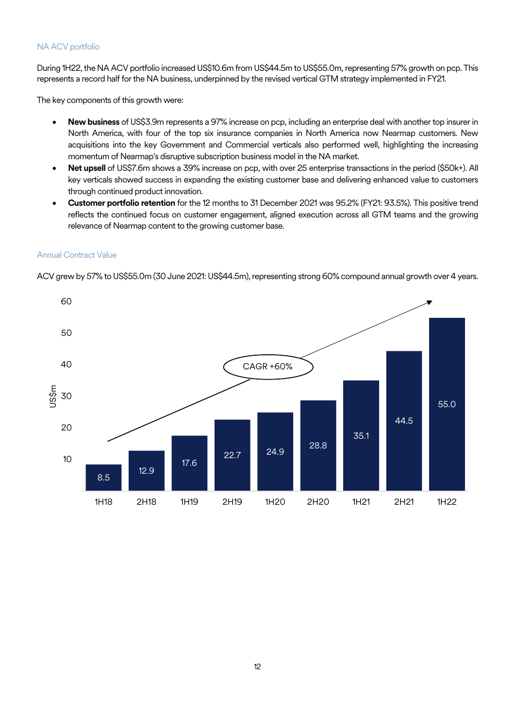### NA ACV portfolio

During 1H22, the NA ACV portfolio increased US$10.6m from US$44.5m to US$55.0m, representing 57% growth on pcp. This represents a record half for the NA business, underpinned by the revised vertical GTM strategy implemented in FY21.

The key components of this growth were:

- **New business** of US$3.9m represents a 97% increase on pcp, including an enterprise deal with another top insurer in North America, with four of the top six insurance companies in North America now Nearmap customers. New acquisitions into the key Government and Commercial verticals also performed well, highlighting the increasing momentum of Nearmap's disruptive subscription business model in the NA market.
- **Net upsell** of US$7.6m shows a 39% increase on pcp, with over 25 enterprise transactions in the period ($50k+). All key verticals showed success in expanding the existing customer base and delivering enhanced value to customers through continued product innovation.
- **Customer portfolio retention** for the 12 months to 31 December 2021 was 95.2% (FY21: 93.5%). This positive trend reflects the continued focus on customer engagement, aligned execution across all GTM teams and the growing relevance of Nearmap content to the growing customer base.

### Annual Contract Value

ACV grew by 57% to US$55.0m (30 June 2021: US$44.5m), representing strong 60% compound annual growth over 4 years.

| Period | ACV (US$m) |
|---|---|
| 1H18 | 8.5 |
| 2H18 | 12.9 |
| 1H19 | 17.6 |
| 2H19 | 22.7 |
| 1H20 | 24.9 |
| 2H20 | 28.8 |
| 1H21 | 35.1 |
| 2H21 | 44.5 |
| 1H22 | 55.0 |

CAGR +60%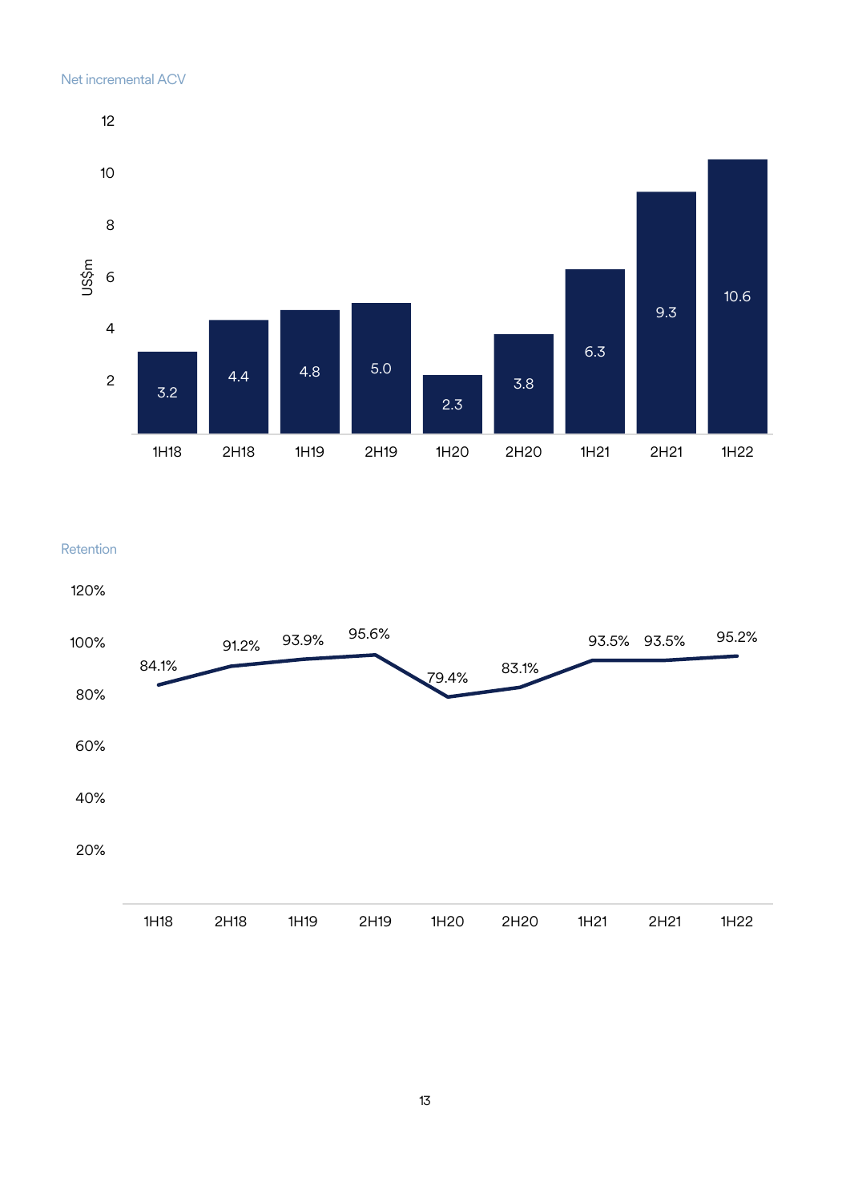Net incremental ACV

| Period | US$m |
|---|---|
| 1H18 | 3.2 |
| 2H18 | 4.4 |
| 1H19 | 4.8 |
| 2H19 | 5.0 |
| 1H20 | 2.3 |
| 2H20 | 3.8 |
| 1H21 | 6.3 |
| 2H21 | 9.3 |
| 1H22 | 10.6 |

Retention

| Period | Retention |
|---|---|
| 1H18 | 84.1% |
| 2H18 | 91.2% |
| 1H19 | 93.9% |
| 2H19 | 95.6% |
| 1H20 | 79.4% |
| 2H20 | 83.1% |
| 1H21 | 93.5% |
| 2H21 | 93.5% |
| 1H22 | 95.2% |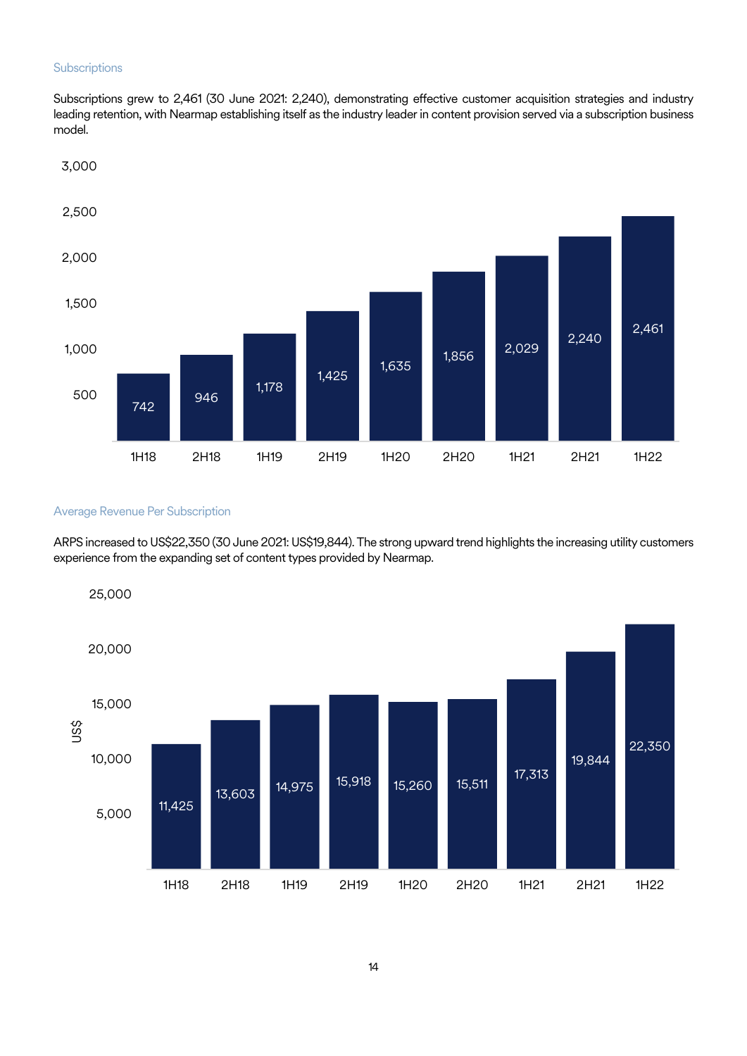### Subscriptions

Subscriptions grew to 2,461 (30 June 2021: 2,240), demonstrating effective customer acquisition strategies and industry leading retention, with Nearmap establishing itself as the industry leader in content provision served via a subscription business model.

| Period | Subscriptions |
| --- | --- |
| 1H18 | 742 |
| 2H18 | 946 |
| 1H19 | 1,178 |
| 2H19 | 1,425 |
| 1H20 | 1,635 |
| 2H20 | 1,856 |
| 1H21 | 2,029 |
| 2H21 | 2,240 |
| 1H22 | 2,461 |

### Average Revenue Per Subscription

ARPS increased to US$22,350 (30 June 2021: US$19,844). The strong upward trend highlights the increasing utility customers experience from the expanding set of content types provided by Nearmap.

| Period | ARPS (US$) |
| --- | --- |
| 1H18 | 11,425 |
| 2H18 | 13,603 |
| 1H19 | 14,975 |
| 2H19 | 15,918 |
| 1H20 | 15,260 |
| 2H20 | 15,511 |
| 1H21 | 17,313 |
| 2H21 | 19,844 |
| 1H22 | 22,350 |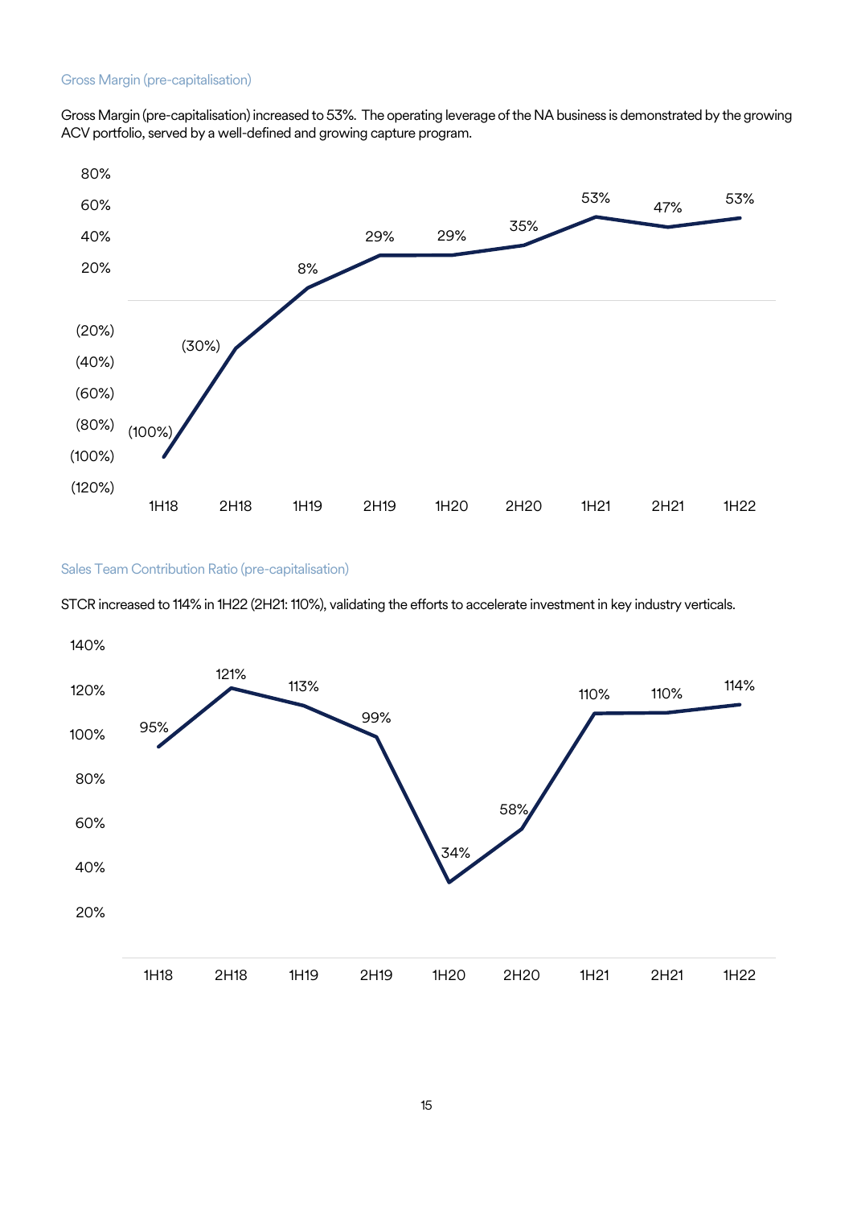### Gross Margin (pre-capitalisation)

Gross Margin (pre-capitalisation) increased to 53%. The operating leverage of the NA business is demonstrated by the growing ACV portfolio, served by a well-defined and growing capture program.

| Period | Gross Margin (pre-capitalisation) |
|---|---|
| 1H18 | (100%) |
| 2H18 | (30%) |
| 1H19 | 8% |
| 2H19 | 29% |
| 1H20 | 29% |
| 2H20 | 35% |
| 1H21 | 53% |
| 2H21 | 47% |
| 1H22 | 53% |

### Sales Team Contribution Ratio (pre-capitalisation)

STCR increased to 114% in 1H22 (2H21: 110%), validating the efforts to accelerate investment in key industry verticals.

| Period | STCR (pre-capitalisation) |
|---|---|
| 1H18 | 95% |
| 2H18 | 121% |
| 1H19 | 113% |
| 2H19 | 99% |
| 1H20 | 34% |
| 2H20 | 58% |
| 1H21 | 110% |
| 2H21 | 110% |
| 1H22 | 114% |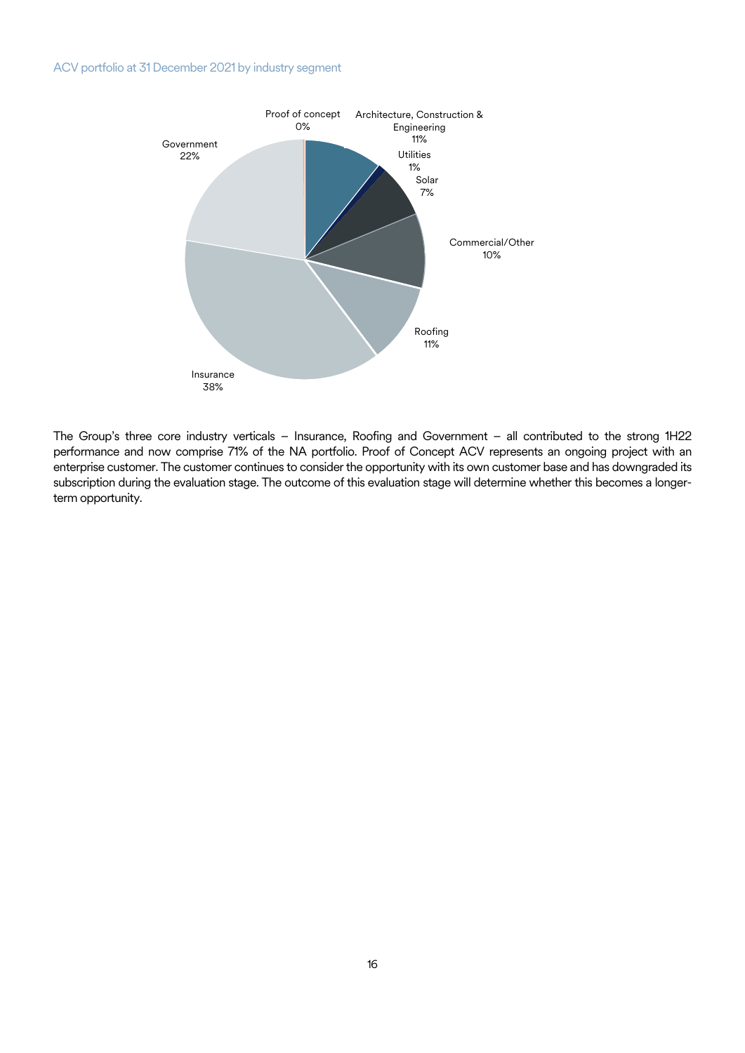ACV portfolio at 31 December 2021 by industry segment

Proof of concept 0%, Architecture, Construction & Engineering 11%, Utilities 1%, Solar 7%, Commercial/Other 10%, Roofing 11%, Insurance 38%, Government 22%

The Group's three core industry verticals – Insurance, Roofing and Government – all contributed to the strong 1H22 performance and now comprise 71% of the NA portfolio. Proof of Concept ACV represents an ongoing project with an enterprise customer. The customer continues to consider the opportunity with its own customer base and has downgraded its subscription during the evaluation stage. The outcome of this evaluation stage will determine whether this becomes a longer-term opportunity.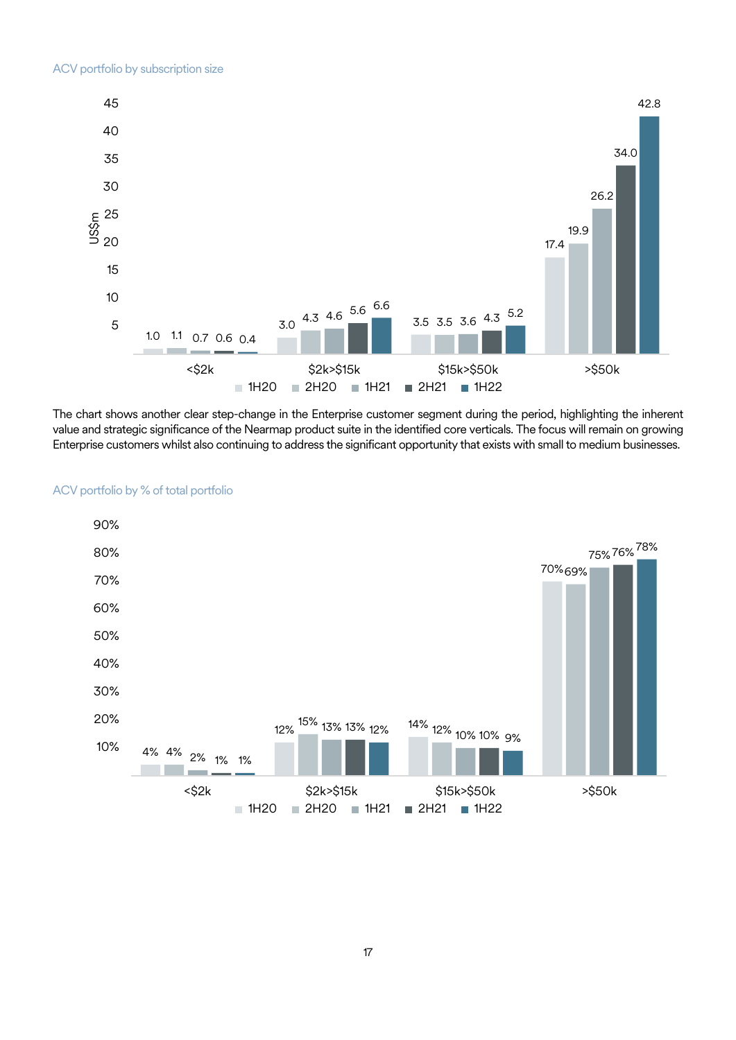ACV portfolio by subscription size

| US$m | 1H20 | 2H20 | 1H21 | 2H21 | 1H22 |
|---|---|---|---|---|---|
| <$2k | 1.0 | 1.1 | 0.7 | 0.6 | 0.4 |
| $2k>$15k | 3.0 | 4.3 | 4.6 | 5.6 | 6.6 |
| $15k>$50k | 3.5 | 3.5 | 3.6 | 4.3 | 5.2 |
| >$50k | 17.4 | 19.9 | 26.2 | 34.0 | 42.8 |

The chart shows another clear step-change in the Enterprise customer segment during the period, highlighting the inherent value and strategic significance of the Nearmap product suite in the identified core verticals. The focus will remain on growing Enterprise customers whilst also continuing to address the significant opportunity that exists with small to medium businesses.

ACV portfolio by % of total portfolio

| | 1H20 | 2H20 | 1H21 | 2H21 | 1H22 |
|---|---|---|---|---|---|
| <$2k | 4% | 4% | 2% | 1% | 1% |
| $2k>$15k | 12% | 15% | 13% | 13% | 12% |
| $15k>$50k | 14% | 12% | 10% | 10% | 9% |
| >$50k | 70% | 69% | 75% | 76% | 78% |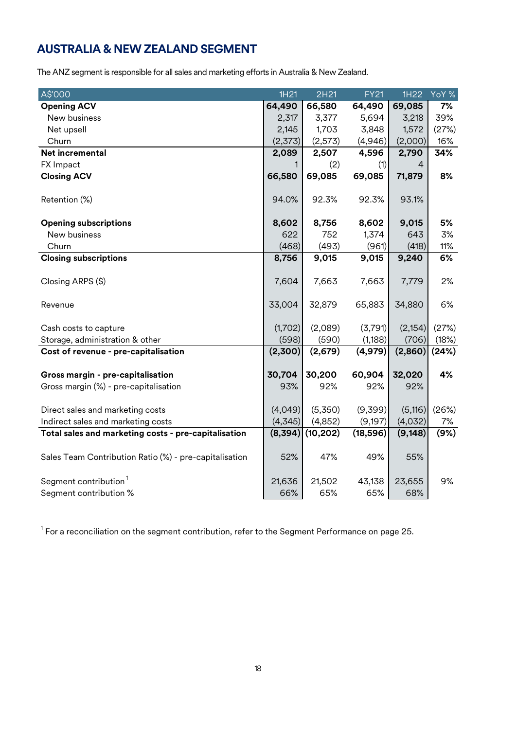## AUSTRALIA & NEW ZEALAND SEGMENT

The ANZ segment is responsible for all sales and marketing efforts in Australia & New Zealand.

| A$'000 | 1H21 | 2H21 | FY21 | 1H22 | YoY % |
|---|---|---|---|---|---|
| **Opening ACV** | **64,490** | **66,580** | **64,490** | **69,085** | **7%** |
| New business | 2,317 | 3,377 | 5,694 | 3,218 | 39% |
| Net upsell | 2,145 | 1,703 | 3,848 | 1,572 | (27%) |
| Churn | (2,373) | (2,573) | (4,946) | (2,000) | 16% |
| **Net incremental** | **2,089** | **2,507** | **4,596** | **2,790** | **34%** |
| FX Impact | 1 | (2) | (1) | 4 | |
| **Closing ACV** | **66,580** | **69,085** | **69,085** | **71,879** | **8%** |
| | | | | | |
| Retention (%) | 94.0% | 92.3% | 92.3% | 93.1% | |
| | | | | | |
| **Opening subscriptions** | **8,602** | **8,756** | **8,602** | **9,015** | **5%** |
| New business | 622 | 752 | 1,374 | 643 | 3% |
| Churn | (468) | (493) | (961) | (418) | 11% |
| **Closing subscriptions** | **8,756** | **9,015** | **9,015** | **9,240** | **6%** |
| | | | | | |
| Closing ARPS ($) | 7,604 | 7,663 | 7,663 | 7,779 | 2% |
| | | | | | |
| Revenue | 33,004 | 32,879 | 65,883 | 34,880 | 6% |
| | | | | | |
| Cash costs to capture | (1,702) | (2,089) | (3,791) | (2,154) | (27%) |
| Storage, administration & other | (598) | (590) | (1,188) | (706) | (18%) |
| **Cost of revenue - pre-capitalisation** | **(2,300)** | **(2,679)** | **(4,979)** | **(2,860)** | **(24%)** |
| | | | | | |
| **Gross margin - pre-capitalisation** | **30,704** | **30,200** | **60,904** | **32,020** | **4%** |
| Gross margin (%) - pre-capitalisation | 93% | 92% | 92% | 92% | |
| | | | | | |
| Direct sales and marketing costs | (4,049) | (5,350) | (9,399) | (5,116) | (26%) |
| Indirect sales and marketing costs | (4,345) | (4,852) | (9,197) | (4,032) | 7% |
| **Total sales and marketing costs - pre-capitalisation** | **(8,394)** | **(10,202)** | **(18,596)** | **(9,148)** | **(9%)** |
| | | | | | |
| Sales Team Contribution Ratio (%) - pre-capitalisation | 52% | 47% | 49% | 55% | |
| | | | | | |
| Segment contribution [1] | 21,636 | 21,502 | 43,138 | 23,655 | 9% |
| Segment contribution % | 66% | 65% | 65% | 68% | |

[1] For a reconciliation on the segment contribution, refer to the Segment Performance on page 25.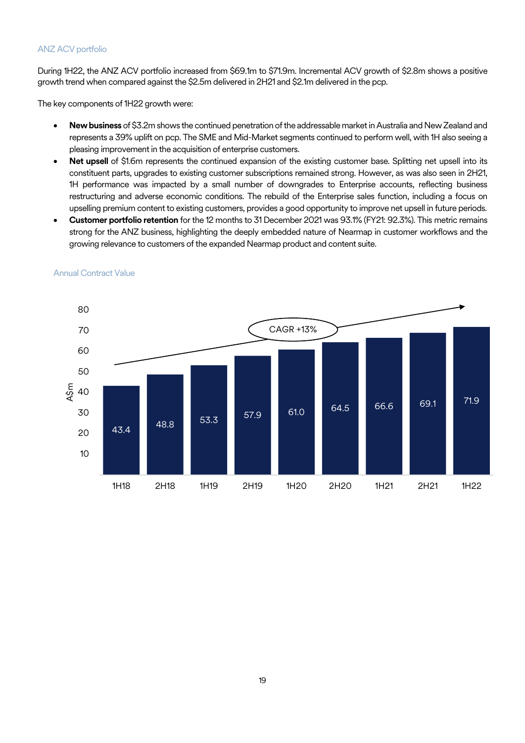### ANZ ACV portfolio

During 1H22, the ANZ ACV portfolio increased from $69.1m to $71.9m. Incremental ACV growth of $2.8m shows a positive growth trend when compared against the $2.5m delivered in 2H21 and $2.1m delivered in the pcp.

The key components of 1H22 growth were:

- **New business** of $3.2m shows the continued penetration of the addressable market in Australia and New Zealand and represents a 39% uplift on pcp. The SME and Mid-Market segments continued to perform well, with 1H also seeing a pleasing improvement in the acquisition of enterprise customers.
- **Net upsell** of $1.6m represents the continued expansion of the existing customer base. Splitting net upsell into its constituent parts, upgrades to existing customer subscriptions remained strong. However, as was also seen in 2H21, 1H performance was impacted by a small number of downgrades to Enterprise accounts, reflecting business restructuring and adverse economic conditions. The rebuild of the Enterprise sales function, including a focus on upselling premium content to existing customers, provides a good opportunity to improve net upsell in future periods.
- **Customer portfolio retention** for the 12 months to 31 December 2021 was 93.1% (FY21: 92.3%). This metric remains strong for the ANZ business, highlighting the deeply embedded nature of Nearmap in customer workflows and the growing relevance to customers of the expanded Nearmap product and content suite.

#### Annual Contract Value

| Period | ACV (A$m) |
|---|---|
| 1H18 | 43.4 |
| 2H18 | 48.8 |
| 1H19 | 53.3 |
| 2H19 | 57.9 |
| 1H20 | 61.0 |
| 2H20 | 64.5 |
| 1H21 | 66.6 |
| 2H21 | 69.1 |
| 1H22 | 71.9 |

CAGR +13%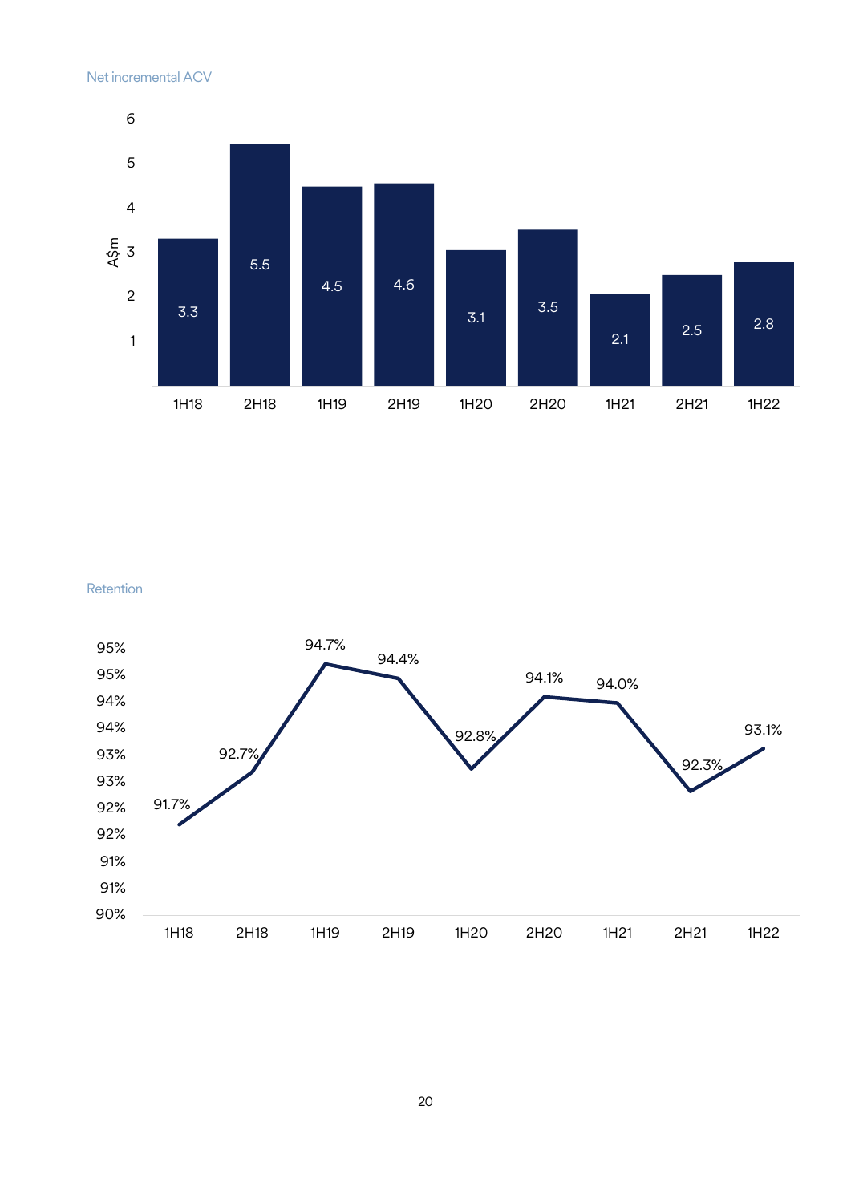Net incremental ACV

| Period | A$m |
|---|---|
| 1H18 | 3.3 |
| 2H18 | 5.5 |
| 1H19 | 4.5 |
| 2H19 | 4.6 |
| 1H20 | 3.1 |
| 2H20 | 3.5 |
| 1H21 | 2.1 |
| 2H21 | 2.5 |
| 1H22 | 2.8 |

Retention

| Period | Retention |
|---|---|
| 1H18 | 91.7% |
| 2H18 | 92.7% |
| 1H19 | 94.7% |
| 2H19 | 94.4% |
| 1H20 | 92.8% |
| 2H20 | 94.1% |
| 1H21 | 94.0% |
| 2H21 | 92.3% |
| 1H22 | 93.1% |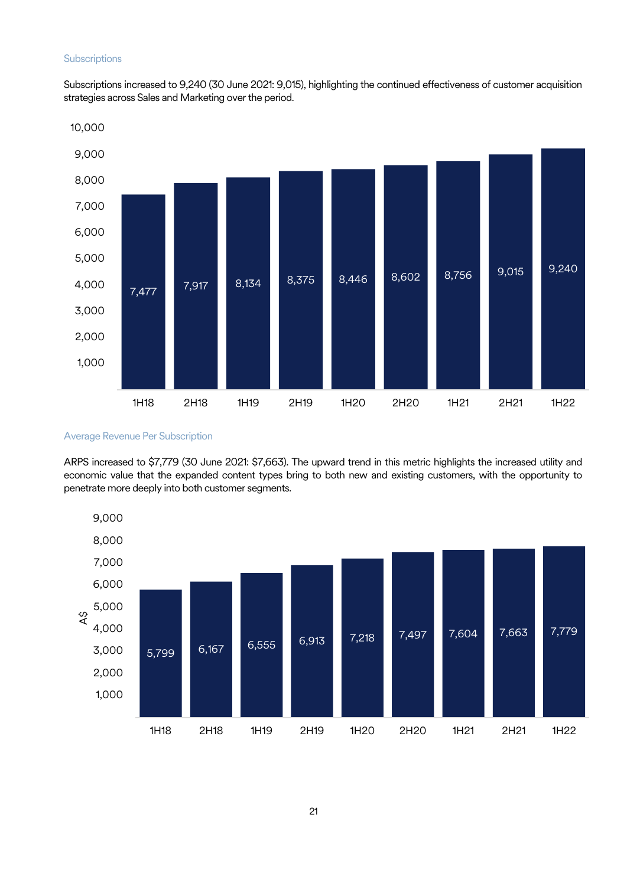### Subscriptions

Subscriptions increased to 9,240 (30 June 2021: 9,015), highlighting the continued effectiveness of customer acquisition strategies across Sales and Marketing over the period.

| Period | Subscriptions |
|---|---|
| 1H18 | 7,477 |
| 2H18 | 7,917 |
| 1H19 | 8,134 |
| 2H19 | 8,375 |
| 1H20 | 8,446 |
| 2H20 | 8,602 |
| 1H21 | 8,756 |
| 2H21 | 9,015 |
| 1H22 | 9,240 |

### Average Revenue Per Subscription

ARPS increased to $7,779 (30 June 2021: $7,663). The upward trend in this metric highlights the increased utility and economic value that the expanded content types bring to both new and existing customers, with the opportunity to penetrate more deeply into both customer segments.

| Period | A$ |
|---|---|
| 1H18 | 5,799 |
| 2H18 | 6,167 |
| 1H19 | 6,555 |
| 2H19 | 6,913 |
| 1H20 | 7,218 |
| 2H20 | 7,497 |
| 1H21 | 7,604 |
| 2H21 | 7,663 |
| 1H22 | 7,779 |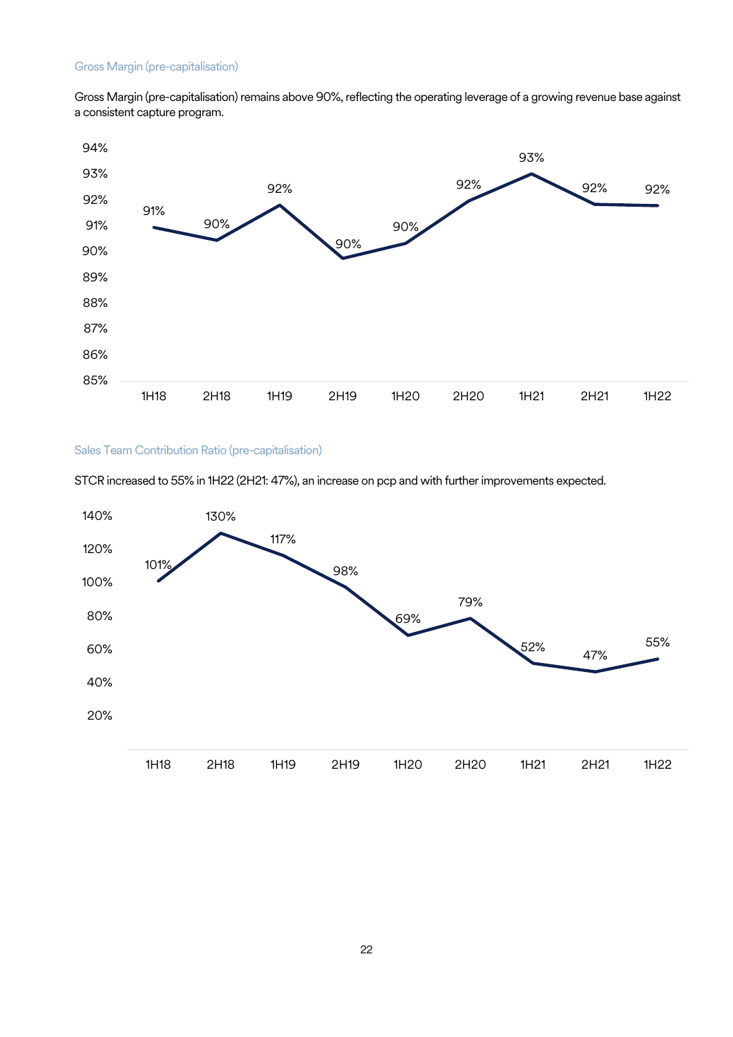### Gross Margin (pre-capitalisation)

Gross Margin (pre-capitalisation) remains above 90%, reflecting the operating leverage of a growing revenue base against a consistent capture program.

| Period | 1H18 | 2H18 | 1H19 | 2H19 | 1H20 | 2H20 | 1H21 | 2H21 | 1H22 |
|---|---|---|---|---|---|---|---|---|---|
| Gross Margin (pre-capitalisation) | 91% | 90% | 92% | 90% | 90% | 92% | 93% | 92% | 92% |

### Sales Team Contribution Ratio (pre-capitalisation)

STCR increased to 55% in 1H22 (2H21: 47%), an increase on pcp and with further improvements expected.

| Period | 1H18 | 2H18 | 1H19 | 2H19 | 1H20 | 2H20 | 1H21 | 2H21 | 1H22 |
|---|---|---|---|---|---|---|---|---|---|
| Sales Team Contribution Ratio (pre-capitalisation) | 101% | 130% | 117% | 98% | 69% | 79% | 52% | 47% | 55% |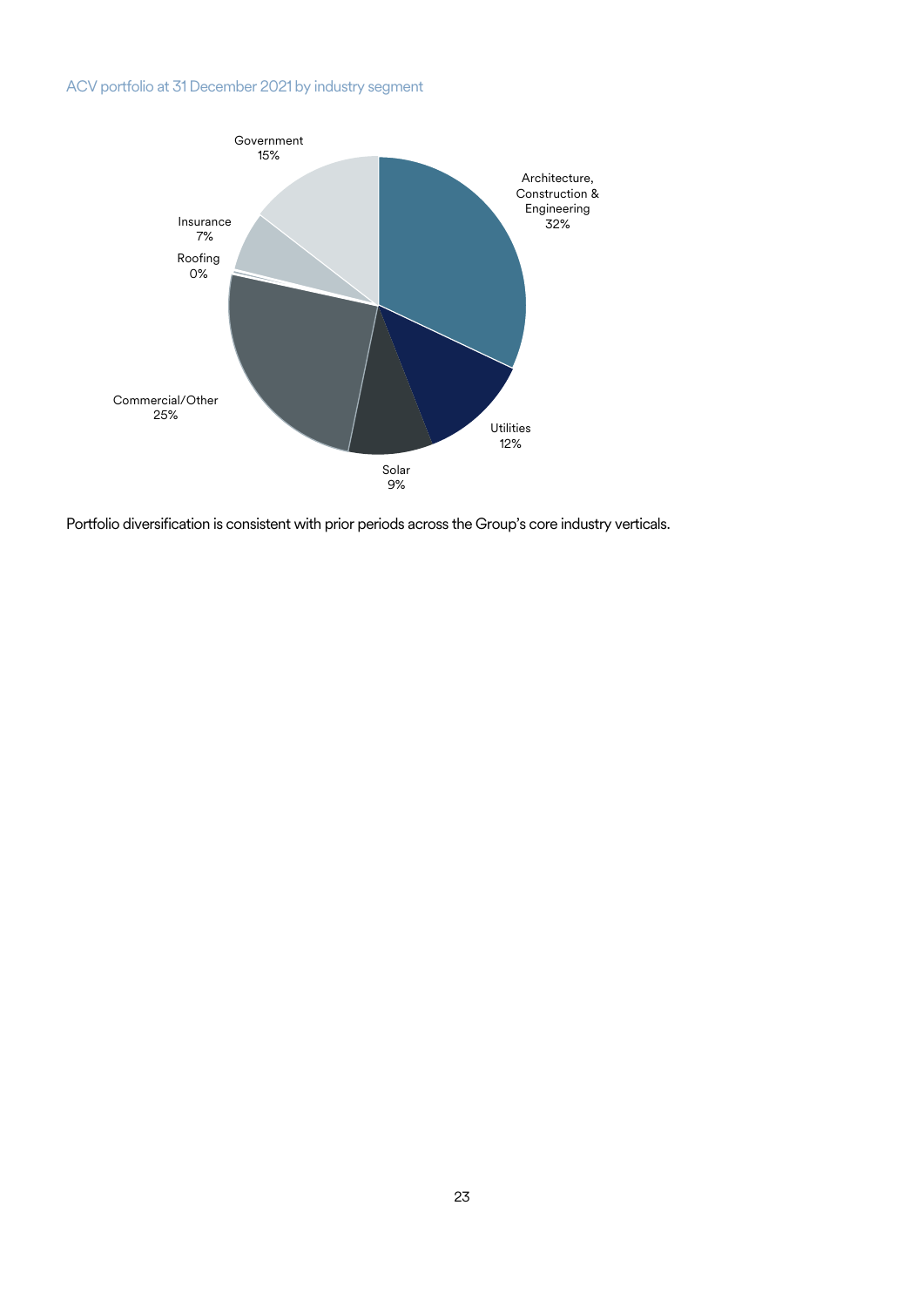ACV portfolio at 31 December 2021 by industry segment

| Industry segment | Share |
| --- | --- |
| Architecture, Construction & Engineering | 32% |
| Utilities | 12% |
| Solar | 9% |
| Commercial/Other | 25% |
| Roofing | 0% |
| Insurance | 7% |
| Government | 15% |

Portfolio diversification is consistent with prior periods across the Group's core industry verticals.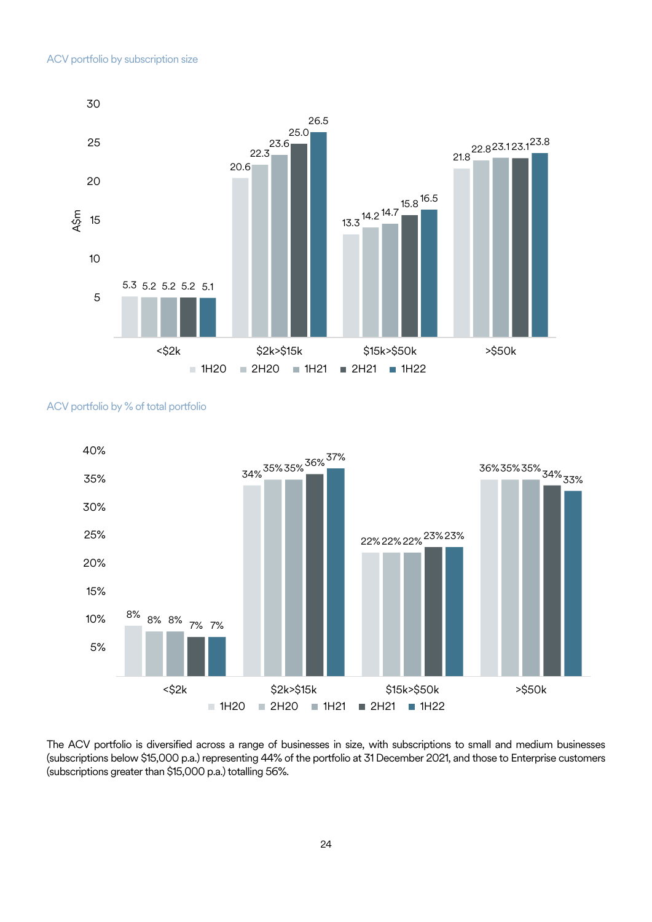ACV portfolio by subscription size

| A$m | 1H20 | 2H20 | 1H21 | 2H21 | 1H22 |
|---|---|---|---|---|---|
| <$2k | 5.3 | 5.2 | 5.2 | 5.2 | 5.1 |
| $2k>$15k | 20.6 | 22.3 | 23.6 | 25.0 | 26.5 |
| $15k>$50k | 13.3 | 14.2 | 14.7 | 15.8 | 16.5 |
| >$50k | 21.8 | 22.8 | 23.1 | 23.1 | 23.8 |

ACV portfolio by % of total portfolio

| | 1H20 | 2H20 | 1H21 | 2H21 | 1H22 |
|---|---|---|---|---|---|
| <$2k | 8% | 8% | 8% | 7% | 7% |
| $2k>$15k | 34% | 35% | 35% | 36% | 37% |
| $15k>$50k | 22% | 22% | 22% | 23% | 23% |
| >$50k | 36% | 35% | 35% | 34% | 33% |

The ACV portfolio is diversified across a range of businesses in size, with subscriptions to small and medium businesses (subscriptions below $15,000 p.a.) representing 44% of the portfolio at 31 December 2021, and those to Enterprise customers (subscriptions greater than $15,000 p.a.) totalling 56%.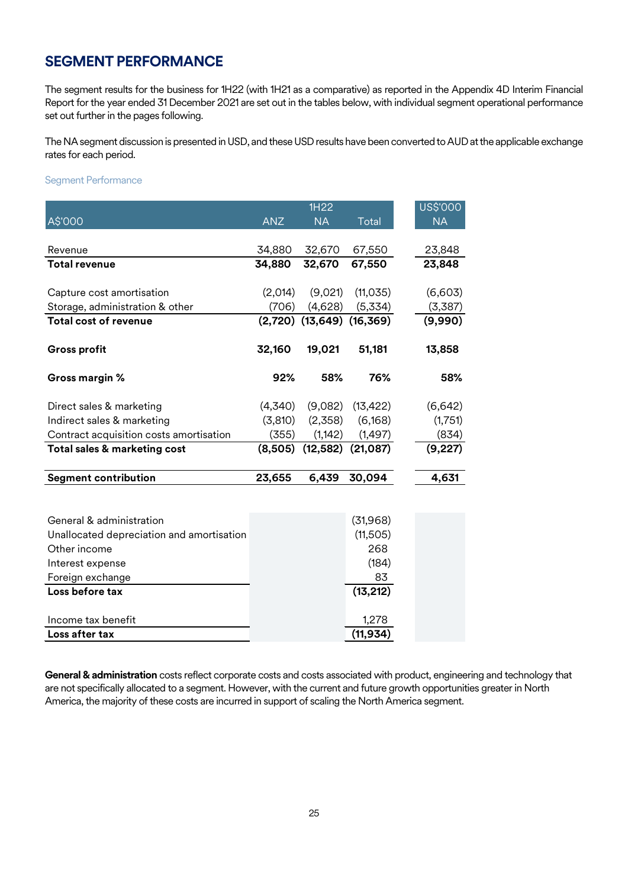## SEGMENT PERFORMANCE

The segment results for the business for 1H22 (with 1H21 as a comparative) as reported in the Appendix 4D Interim Financial Report for the year ended 31 December 2021 are set out in the tables below, with individual segment operational performance set out further in the pages following.

The NA segment discussion is presented in USD, and these USD results have been converted to AUD at the applicable exchange rates for each period.

Segment Performance

| | 1H22 | | | US$'000 |
|---|---|---|---|---|
| A$'000 | ANZ | NA | Total | NA |
| Revenue | 34,880 | 32,670 | 67,550 | 23,848 |
| **Total revenue** | **34,880** | **32,670** | **67,550** | **23,848** |
| Capture cost amortisation | (2,014) | (9,021) | (11,035) | (6,603) |
| Storage, administration & other | (706) | (4,628) | (5,334) | (3,387) |
| **Total cost of revenue** | **(2,720)** | **(13,649)** | **(16,369)** | **(9,990)** |
| **Gross profit** | **32,160** | **19,021** | **51,181** | **13,858** |
| **Gross margin %** | **92%** | **58%** | **76%** | **58%** |
| Direct sales & marketing | (4,340) | (9,082) | (13,422) | (6,642) |
| Indirect sales & marketing | (3,810) | (2,358) | (6,168) | (1,751) |
| Contract acquisition costs amortisation | (355) | (1,142) | (1,497) | (834) |
| **Total sales & marketing cost** | **(8,505)** | **(12,582)** | **(21,087)** | **(9,227)** |
| **Segment contribution** | **23,655** | **6,439** | **30,094** | **4,631** |
| General & administration | | | (31,968) | |
| Unallocated depreciation and amortisation | | | (11,505) | |
| Other income | | | 268 | |
| Interest expense | | | (184) | |
| Foreign exchange | | | 83 | |
| **Loss before tax** | | | **(13,212)** | |
| Income tax benefit | | | 1,278 | |
| **Loss after tax** | | | **(11,934)** | |

**General & administration** costs reflect corporate costs and costs associated with product, engineering and technology that are not specifically allocated to a segment. However, with the current and future growth opportunities greater in North America, the majority of these costs are incurred in support of scaling the North America segment.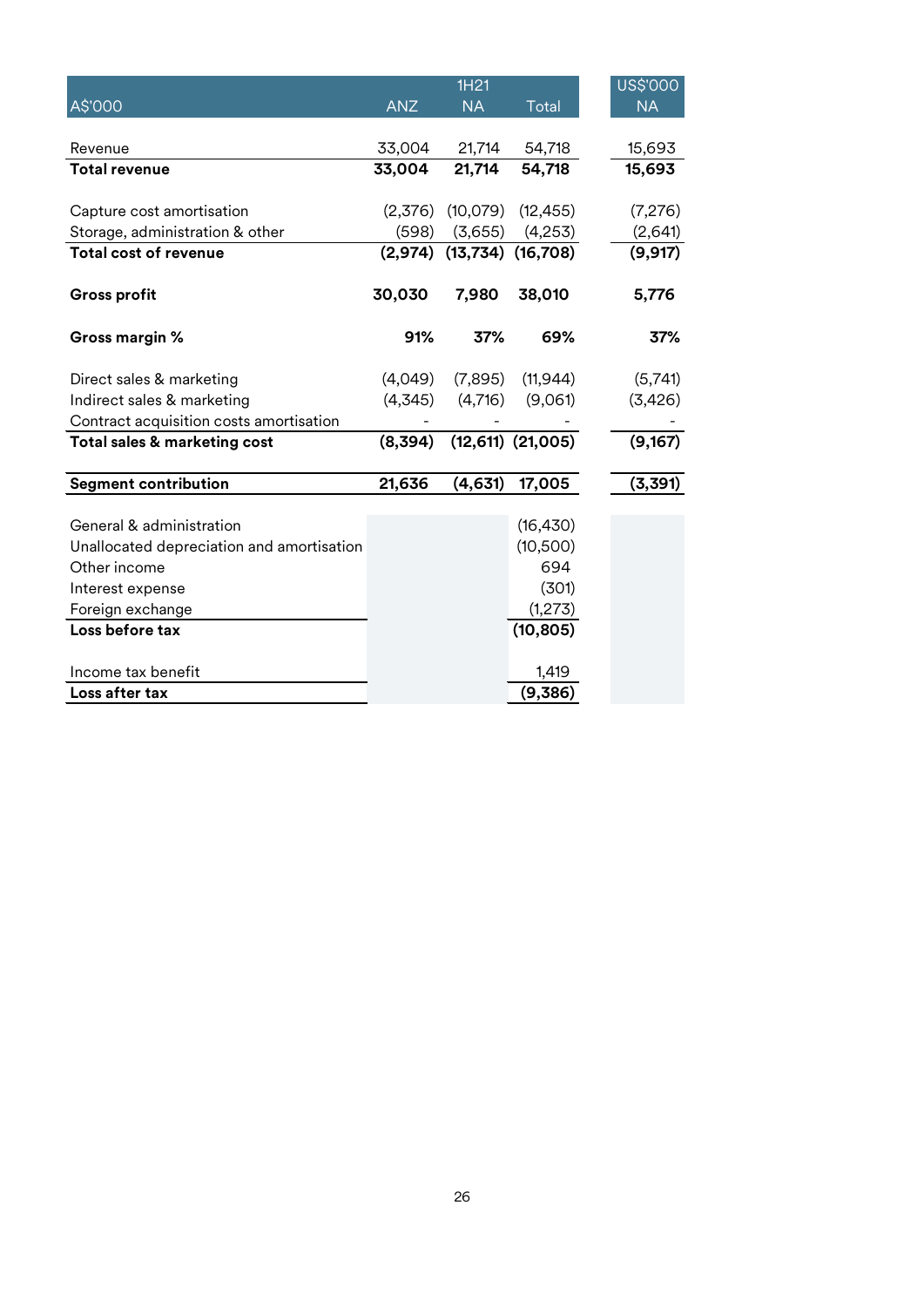| A$'000 | ANZ | 1H21 NA | Total | US$'000 NA |
|---|---|---|---|---|
| Revenue | 33,004 | 21,714 | 54,718 | 15,693 |
| **Total revenue** | **33,004** | **21,714** | **54,718** | **15,693** |
| Capture cost amortisation | (2,376) | (10,079) | (12,455) | (7,276) |
| Storage, administration & other | (598) | (3,655) | (4,253) | (2,641) |
| **Total cost of revenue** | **(2,974)** | **(13,734)** | **(16,708)** | **(9,917)** |
| **Gross profit** | **30,030** | **7,980** | **38,010** | **5,776** |
| **Gross margin %** | **91%** | **37%** | **69%** | **37%** |
| Direct sales & marketing | (4,049) | (7,895) | (11,944) | (5,741) |
| Indirect sales & marketing | (4,345) | (4,716) | (9,061) | (3,426) |
| Contract acquisition costs amortisation | - | - | - | - |
| **Total sales & marketing cost** | **(8,394)** | **(12,611)** | **(21,005)** | **(9,167)** |
| **Segment contribution** | **21,636** | **(4,631)** | **17,005** | **(3,391)** |
| General & administration | | | (16,430) | |
| Unallocated depreciation and amortisation | | | (10,500) | |
| Other income | | | 694 | |
| Interest expense | | | (301) | |
| Foreign exchange | | | (1,273) | |
| **Loss before tax** | | | **(10,805)** | |
| Income tax benefit | | | 1,419 | |
| **Loss after tax** | | | **(9,386)** | |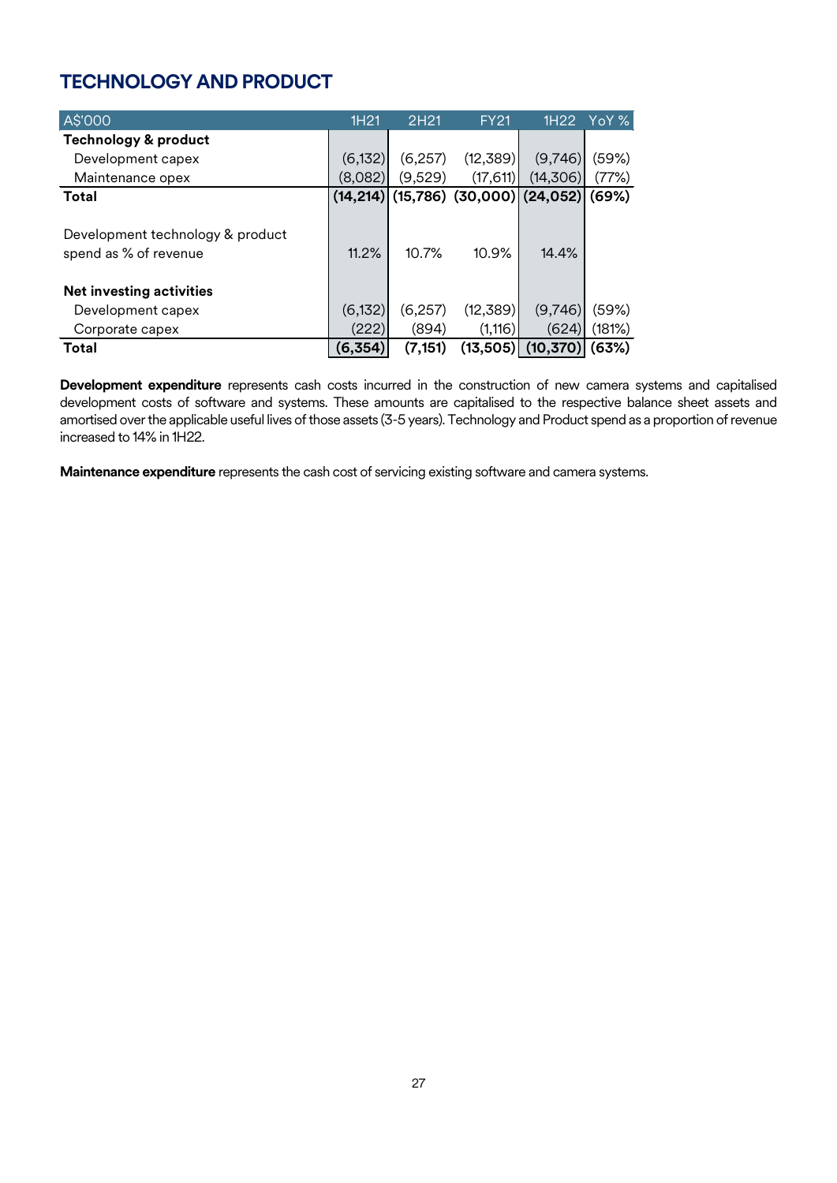## TECHNOLOGY AND PRODUCT

| A$'000 | 1H21 | 2H21 | FY21 | 1H22 | YoY % |
|---|---|---|---|---|---|
| **Technology & product** | | | | | |
| Development capex | (6,132) | (6,257) | (12,389) | (9,746) | (59%) |
| Maintenance opex | (8,082) | (9,529) | (17,611) | (14,306) | (77%) |
| **Total** | **(14,214)** | **(15,786)** | **(30,000)** | **(24,052)** | **(69%)** |
| | | | | | |
| Development technology & product spend as % of revenue | 11.2% | 10.7% | 10.9% | 14.4% | |
| | | | | | |
| **Net investing activities** | | | | | |
| Development capex | (6,132) | (6,257) | (12,389) | (9,746) | (59%) |
| Corporate capex | (222) | (894) | (1,116) | (624) | (181%) |
| **Total** | **(6,354)** | **(7,151)** | **(13,505)** | **(10,370)** | **(63%)** |

**Development expenditure** represents cash costs incurred in the construction of new camera systems and capitalised development costs of software and systems. These amounts are capitalised to the respective balance sheet assets and amortised over the applicable useful lives of those assets (3-5 years). Technology and Product spend as a proportion of revenue increased to 14% in 1H22.

**Maintenance expenditure** represents the cash cost of servicing existing software and camera systems.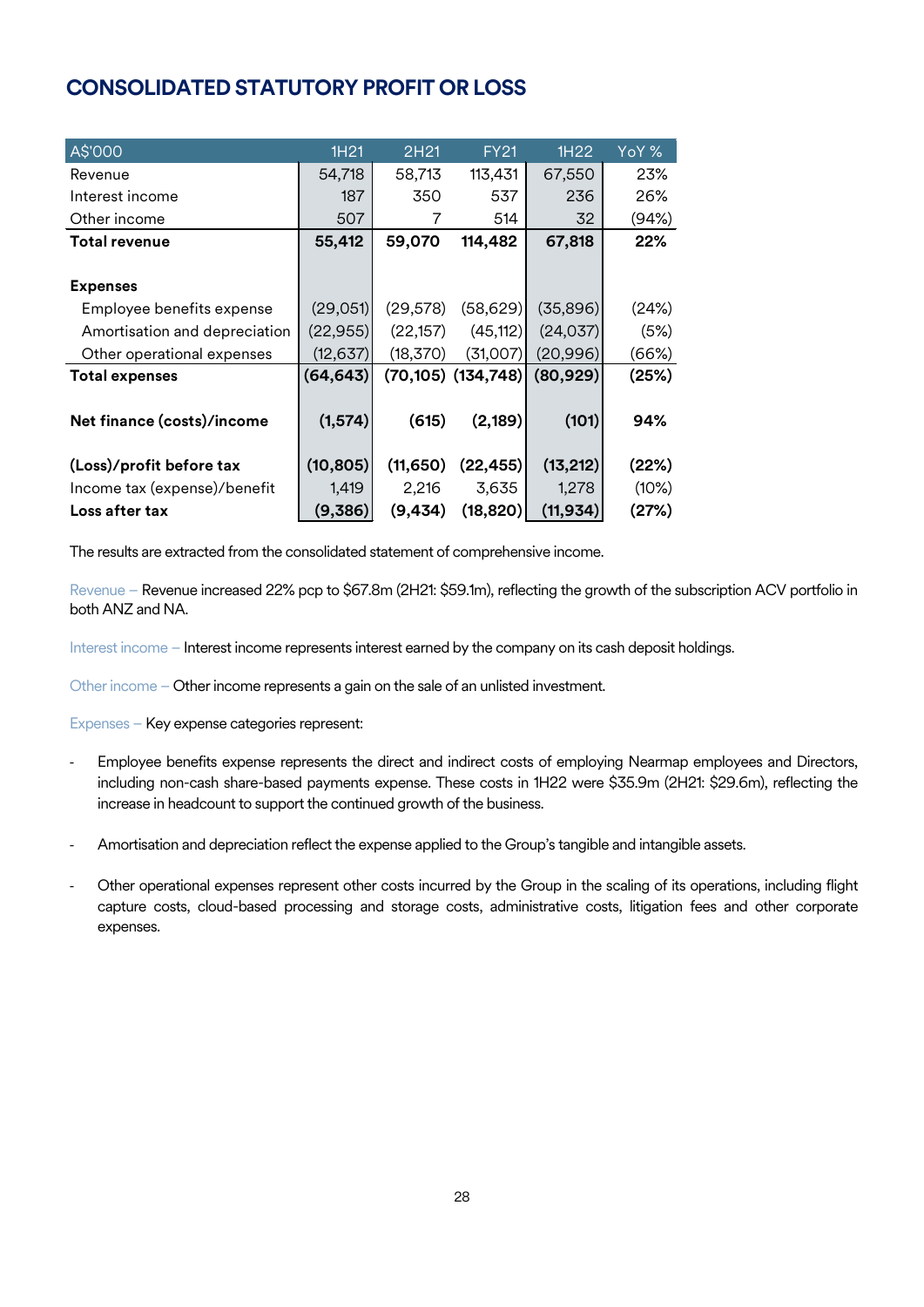# CONSOLIDATED STATUTORY PROFIT OR LOSS

| A$'000 | 1H21 | 2H21 | FY21 | 1H22 | YoY % |
|---|---|---|---|---|---|
| Revenue | 54,718 | 58,713 | 113,431 | 67,550 | 23% |
| Interest income | 187 | 350 | 537 | 236 | 26% |
| Other income | 507 | 7 | 514 | 32 | (94%) |
| **Total revenue** | **55,412** | **59,070** | **114,482** | **67,818** | **22%** |
| | | | | | |
| **Expenses** | | | | | |
| Employee benefits expense | (29,051) | (29,578) | (58,629) | (35,896) | (24%) |
| Amortisation and depreciation | (22,955) | (22,157) | (45,112) | (24,037) | (5%) |
| Other operational expenses | (12,637) | (18,370) | (31,007) | (20,996) | (66%) |
| **Total expenses** | **(64,643)** | **(70,105)** | **(134,748)** | **(80,929)** | **(25%)** |
| | | | | | |
| **Net finance (costs)/income** | **(1,574)** | **(615)** | **(2,189)** | **(101)** | **94%** |
| | | | | | |
| **(Loss)/profit before tax** | **(10,805)** | **(11,650)** | **(22,455)** | **(13,212)** | **(22%)** |
| Income tax (expense)/benefit | 1,419 | 2,216 | 3,635 | 1,278 | (10%) |
| **Loss after tax** | **(9,386)** | **(9,434)** | **(18,820)** | **(11,934)** | **(27%)** |

The results are extracted from the consolidated statement of comprehensive income.

Revenue – Revenue increased 22% pcp to $67.8m (2H21: $59.1m), reflecting the growth of the subscription ACV portfolio in both ANZ and NA.

Interest income – Interest income represents interest earned by the company on its cash deposit holdings.

Other income – Other income represents a gain on the sale of an unlisted investment.

Expenses – Key expense categories represent:

- Employee benefits expense represents the direct and indirect costs of employing Nearmap employees and Directors, including non-cash share-based payments expense. These costs in 1H22 were $35.9m (2H21: $29.6m), reflecting the increase in headcount to support the continued growth of the business.

- Amortisation and depreciation reflect the expense applied to the Group's tangible and intangible assets.

- Other operational expenses represent other costs incurred by the Group in the scaling of its operations, including flight capture costs, cloud-based processing and storage costs, administrative costs, litigation fees and other corporate expenses.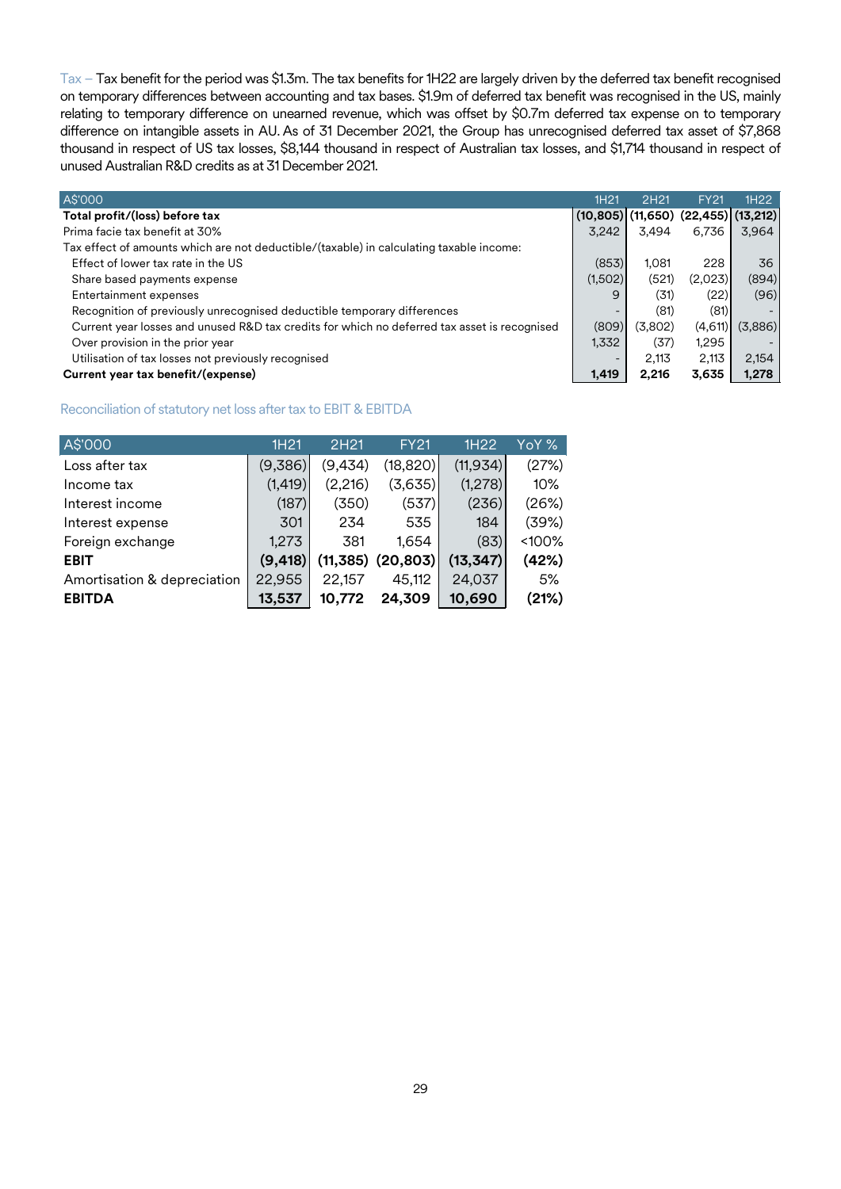Tax – Tax benefit for the period was $1.3m. The tax benefits for 1H22 are largely driven by the deferred tax benefit recognised on temporary differences between accounting and tax bases. $1.9m of deferred tax benefit was recognised in the US, mainly relating to temporary difference on unearned revenue, which was offset by $0.7m deferred tax expense on to temporary difference on intangible assets in AU. As of 31 December 2021, the Group has unrecognised deferred tax asset of $7,868 thousand in respect of US tax losses, $8,144 thousand in respect of Australian tax losses, and $1,714 thousand in respect of unused Australian R&D credits as at 31 December 2021.

| A$'000 | 1H21 | 2H21 | FY21 | 1H22 |
|---|---|---|---|---|
| **Total profit/(loss) before tax** | **(10,805)** | **(11,650)** | **(22,455)** | **(13,212)** |
| Prima facie tax benefit at 30% | 3,242 | 3,494 | 6,736 | 3,964 |
| Tax effect of amounts which are not deductible/(taxable) in calculating taxable income: | | | | |
| Effect of lower tax rate in the US | (853) | 1,081 | 228 | 36 |
| Share based payments expense | (1,502) | (521) | (2,023) | (894) |
| Entertainment expenses | 9 | (31) | (22) | (96) |
| Recognition of previously unrecognised deductible temporary differences | - | (81) | (81) | - |
| Current year losses and unused R&D tax credits for which no deferred tax asset is recognised | (809) | (3,802) | (4,611) | (3,886) |
| Over provision in the prior year | 1,332 | (37) | 1,295 | - |
| Utilisation of tax losses not previously recognised | - | 2,113 | 2,113 | 2,154 |
| **Current year tax benefit/(expense)** | **1,419** | **2,216** | **3,635** | **1,278** |

Reconciliation of statutory net loss after tax to EBIT & EBITDA

| A$'000 | 1H21 | 2H21 | FY21 | 1H22 | YoY % |
|---|---|---|---|---|---|
| Loss after tax | (9,386) | (9,434) | (18,820) | (11,934) | (27%) |
| Income tax | (1,419) | (2,216) | (3,635) | (1,278) | 10% |
| Interest income | (187) | (350) | (537) | (236) | (26%) |
| Interest expense | 301 | 234 | 535 | 184 | (39%) |
| Foreign exchange | 1,273 | 381 | 1,654 | (83) | <100% |
| **EBIT** | **(9,418)** | **(11,385)** | **(20,803)** | **(13,347)** | **(42%)** |
| Amortisation & depreciation | 22,955 | 22,157 | 45,112 | 24,037 | 5% |
| **EBITDA** | **13,537** | **10,772** | **24,309** | **10,690** | **(21%)** |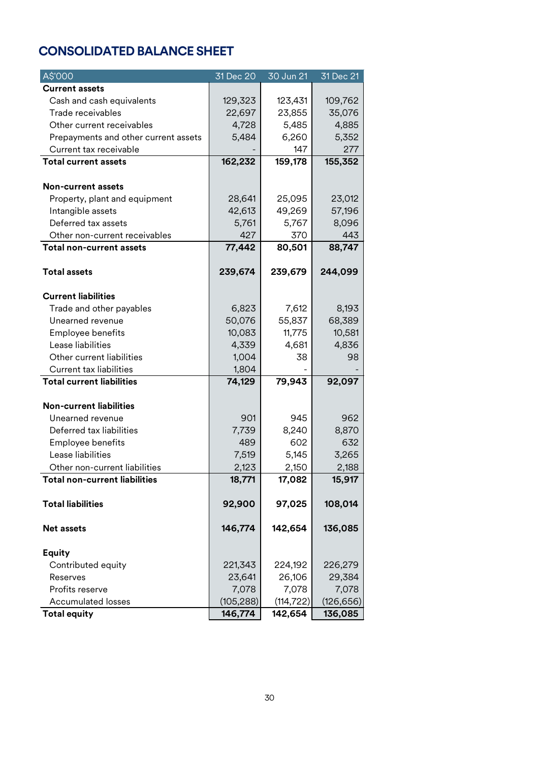# CONSOLIDATED BALANCE SHEET

| A$'000 | 31 Dec 20 | 30 Jun 21 | 31 Dec 21 |
|---|---|---|---|
| **Current assets** | | | |
| Cash and cash equivalents | 129,323 | 123,431 | 109,762 |
| Trade receivables | 22,697 | 23,855 | 35,076 |
| Other current receivables | 4,728 | 5,485 | 4,885 |
| Prepayments and other current assets | 5,484 | 6,260 | 5,352 |
| Current tax receivable | - | 147 | 277 |
| **Total current assets** | **162,232** | **159,178** | **155,352** |
| | | | |
| **Non-current assets** | | | |
| Property, plant and equipment | 28,641 | 25,095 | 23,012 |
| Intangible assets | 42,613 | 49,269 | 57,196 |
| Deferred tax assets | 5,761 | 5,767 | 8,096 |
| Other non-current receivables | 427 | 370 | 443 |
| **Total non-current assets** | **77,442** | **80,501** | **88,747** |
| | | | |
| **Total assets** | **239,674** | **239,679** | **244,099** |
| | | | |
| **Current liabilities** | | | |
| Trade and other payables | 6,823 | 7,612 | 8,193 |
| Unearned revenue | 50,076 | 55,837 | 68,389 |
| Employee benefits | 10,083 | 11,775 | 10,581 |
| Lease liabilities | 4,339 | 4,681 | 4,836 |
| Other current liabilities | 1,004 | 38 | 98 |
| Current tax liabilities | 1,804 | - | - |
| **Total current liabilities** | **74,129** | **79,943** | **92,097** |
| | | | |
| **Non-current liabilities** | | | |
| Unearned revenue | 901 | 945 | 962 |
| Deferred tax liabilities | 7,739 | 8,240 | 8,870 |
| Employee benefits | 489 | 602 | 632 |
| Lease liabilities | 7,519 | 5,145 | 3,265 |
| Other non-current liabilities | 2,123 | 2,150 | 2,188 |
| **Total non-current liabilities** | **18,771** | **17,082** | **15,917** |
| | | | |
| **Total liabilities** | **92,900** | **97,025** | **108,014** |
| | | | |
| **Net assets** | **146,774** | **142,654** | **136,085** |
| | | | |
| **Equity** | | | |
| Contributed equity | 221,343 | 224,192 | 226,279 |
| Reserves | 23,641 | 26,106 | 29,384 |
| Profits reserve | 7,078 | 7,078 | 7,078 |
| Accumulated losses | (105,288) | (114,722) | (126,656) |
| **Total equity** | **146,774** | **142,654** | **136,085** |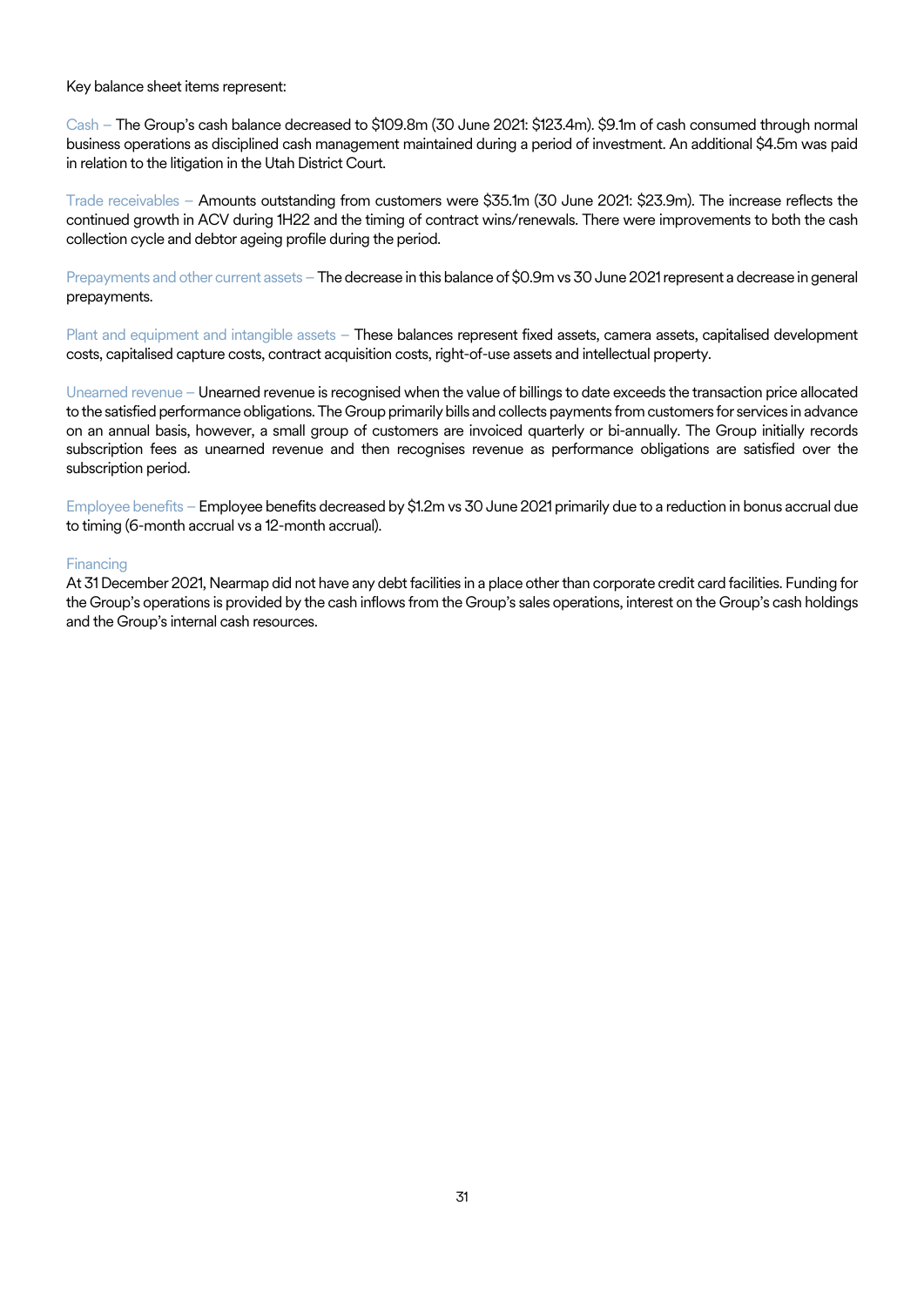Key balance sheet items represent:

Cash – The Group's cash balance decreased to $109.8m (30 June 2021: $123.4m). $9.1m of cash consumed through normal business operations as disciplined cash management maintained during a period of investment. An additional $4.5m was paid in relation to the litigation in the Utah District Court.

Trade receivables – Amounts outstanding from customers were $35.1m (30 June 2021: $23.9m). The increase reflects the continued growth in ACV during 1H22 and the timing of contract wins/renewals. There were improvements to both the cash collection cycle and debtor ageing profile during the period.

Prepayments and other current assets – The decrease in this balance of $0.9m vs 30 June 2021 represent a decrease in general prepayments.

Plant and equipment and intangible assets – These balances represent fixed assets, camera assets, capitalised development costs, capitalised capture costs, contract acquisition costs, right-of-use assets and intellectual property.

Unearned revenue – Unearned revenue is recognised when the value of billings to date exceeds the transaction price allocated to the satisfied performance obligations. The Group primarily bills and collects payments from customers for services in advance on an annual basis, however, a small group of customers are invoiced quarterly or bi-annually. The Group initially records subscription fees as unearned revenue and then recognises revenue as performance obligations are satisfied over the subscription period.

Employee benefits – Employee benefits decreased by $1.2m vs 30 June 2021 primarily due to a reduction in bonus accrual due to timing (6-month accrual vs a 12-month accrual).

Financing

At 31 December 2021, Nearmap did not have any debt facilities in a place other than corporate credit card facilities. Funding for the Group's operations is provided by the cash inflows from the Group's sales operations, interest on the Group's cash holdings and the Group's internal cash resources.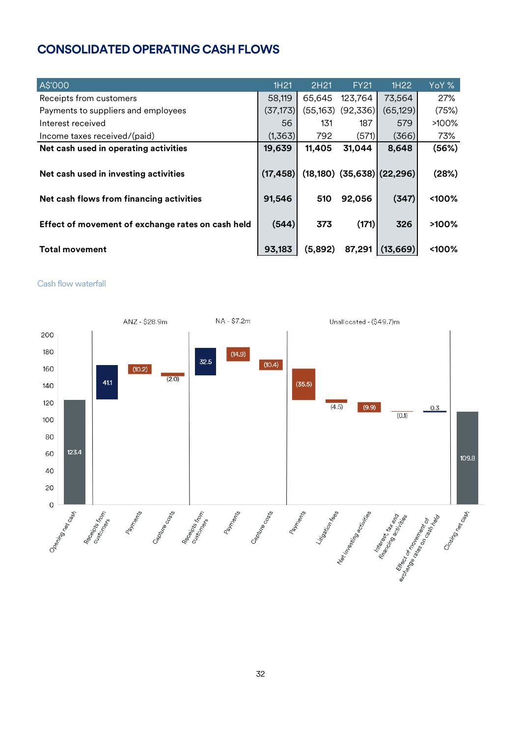# CONSOLIDATED OPERATING CASH FLOWS

| A$'000 | 1H21 | 2H21 | FY21 | 1H22 | YoY % |
|---|---|---|---|---|---|
| Receipts from customers | 58,119 | 65,645 | 123,764 | 73,564 | 27% |
| Payments to suppliers and employees | (37,173) | (55,163) | (92,336) | (65,129) | (75%) |
| Interest received | 56 | 131 | 187 | 579 | >100% |
| Income taxes received/(paid) | (1,363) | 792 | (571) | (366) | 73% |
| **Net cash used in operating activities** | **19,639** | **11,405** | **31,044** | **8,648** | **(56%)** |
| **Net cash used in investing activities** | **(17,458)** | **(18,180)** | **(35,638)** | **(22,296)** | **(28%)** |
| **Net cash flows from financing activities** | **91,546** | **510** | **92,056** | **(347)** | **<100%** |
| **Effect of movement of exchange rates on cash held** | **(544)** | **373** | **(171)** | **326** | **>100%** |
| **Total movement** | **93,183** | **(5,892)** | **87,291** | **(13,669)** | **<100%** |

Cash flow waterfall

| Segment | Item | Value |
|---|---|---|
| | Opening net cash | 123.4 |
| ANZ - $28.9m | Receipts from customers | 41.1 |
| ANZ - $28.9m | Payments | (10.2) |
| ANZ - $28.9m | Capture costs | (2.0) |
| NA - $7.2m | Receipts from customers | 32.5 |
| NA - $7.2m | Payments | (14.9) |
| NA - $7.2m | Capture costs | (10.4) |
| Unallocated - ($49.7)m | Payments | (35.5) |
| Unallocated - ($49.7)m | Litigation fees | (4.5) |
| Unallocated - ($49.7)m | Net investing activities | (9.9) |
| Unallocated - ($49.7)m | Interest, tax and financing activities | (0.1) |
| | Effect of movement of exchange rates on cash held | 0.3 |
| | Closing net cash | 109.8 |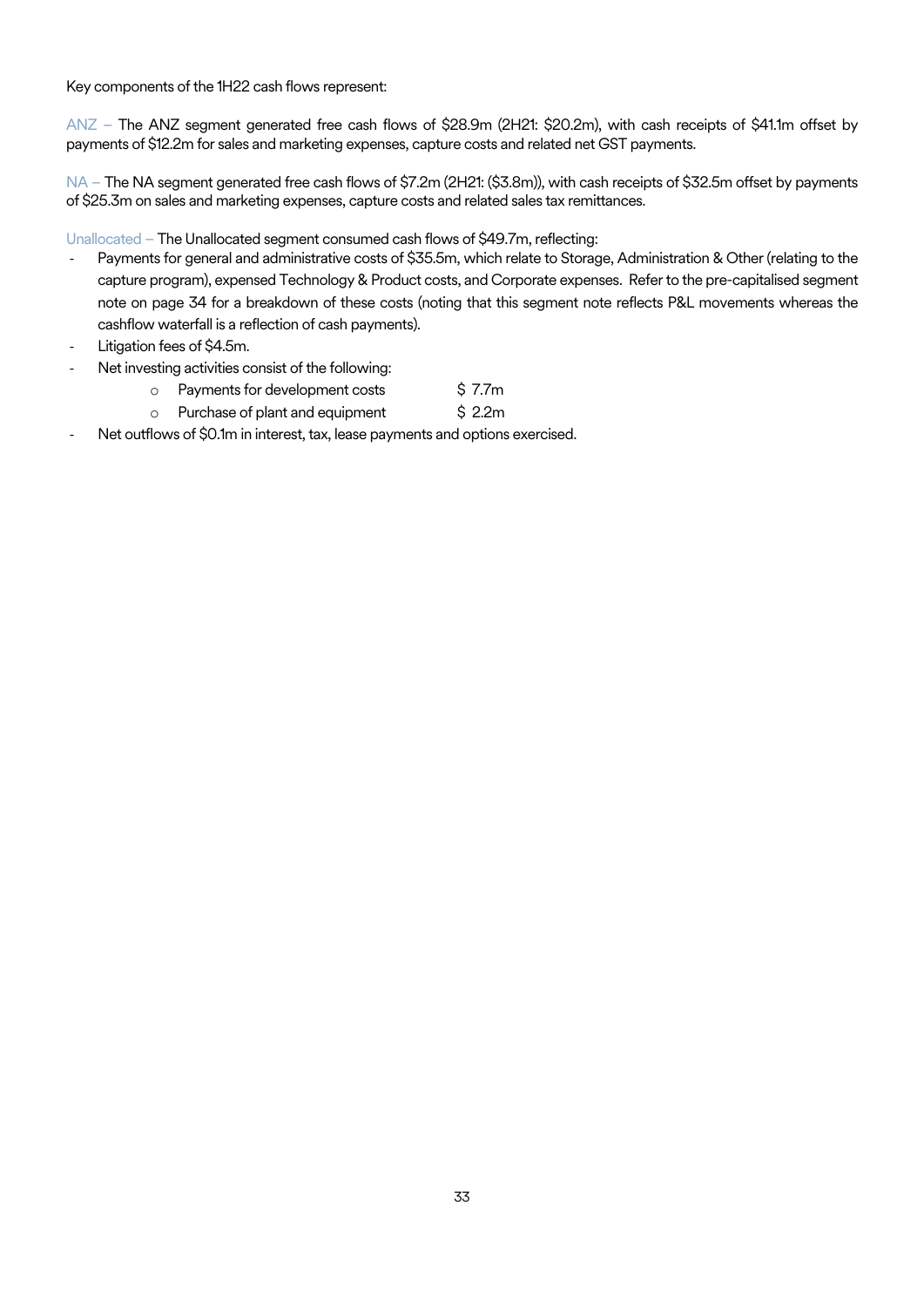Key components of the 1H22 cash flows represent:

ANZ – The ANZ segment generated free cash flows of $28.9m (2H21: $20.2m), with cash receipts of $41.1m offset by payments of $12.2m for sales and marketing expenses, capture costs and related net GST payments.

NA – The NA segment generated free cash flows of $7.2m (2H21: ($3.8m)), with cash receipts of $32.5m offset by payments of $25.3m on sales and marketing expenses, capture costs and related sales tax remittances.

Unallocated – The Unallocated segment consumed cash flows of $49.7m, reflecting:

- Payments for general and administrative costs of $35.5m, which relate to Storage, Administration & Other (relating to the capture program), expensed Technology & Product costs, and Corporate expenses. Refer to the pre-capitalised segment note on page 34 for a breakdown of these costs (noting that this segment note reflects P&L movements whereas the cashflow waterfall is a reflection of cash payments).
- Litigation fees of $4.5m.
- Net investing activities consist of the following:
  - Payments for development costs $ 7.7m
  - Purchase of plant and equipment $ 2.2m
- Net outflows of $0.1m in interest, tax, lease payments and options exercised.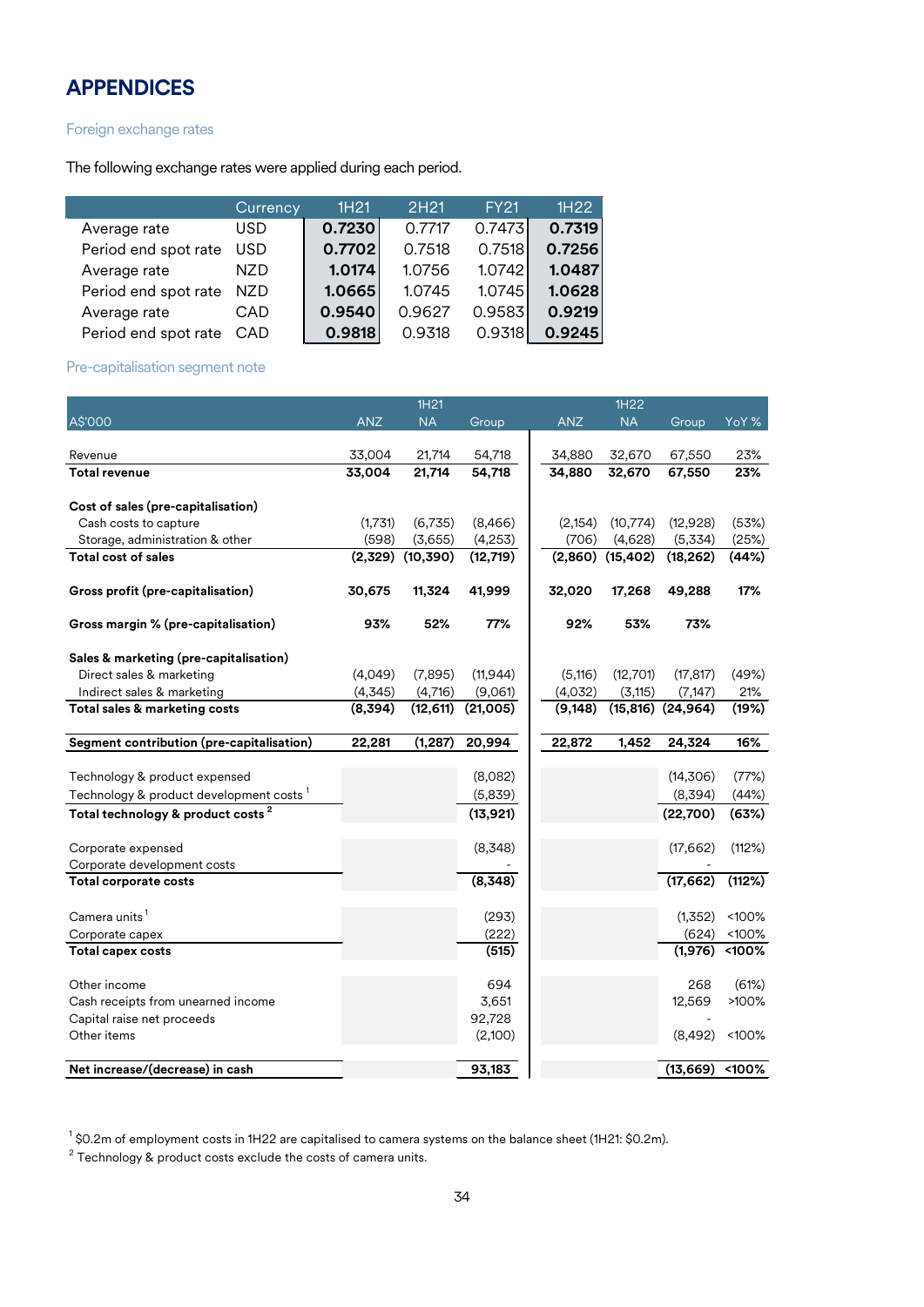# APPENDICES

## Foreign exchange rates

The following exchange rates were applied during each period.

| | Currency | 1H21 | 2H21 | FY21 | 1H22 |
|---|---|---|---|---|---|
| Average rate | USD | **0.7230** | 0.7717 | 0.7473 | **0.7319** |
| Period end spot rate | USD | **0.7702** | 0.7518 | 0.7518 | **0.7256** |
| Average rate | NZD | **1.0174** | 1.0756 | 1.0742 | **1.0487** |
| Period end spot rate | NZD | **1.0665** | 1.0745 | 1.0745 | **1.0628** |
| Average rate | CAD | **0.9540** | 0.9627 | 0.9583 | **0.9219** |
| Period end spot rate | CAD | **0.9818** | 0.9318 | 0.9318 | **0.9245** |

## Pre-capitalisation segment note

| A$'000 | 1H21 ANZ | 1H21 NA | 1H21 Group | 1H22 ANZ | 1H22 NA | 1H22 Group | YoY % |
|---|---|---|---|---|---|---|---|
| Revenue | 33,004 | 21,714 | 54,718 | 34,880 | 32,670 | 67,550 | 23% |
| **Total revenue** | **33,004** | **21,714** | **54,718** | **34,880** | **32,670** | **67,550** | **23%** |
| **Cost of sales (pre-capitalisation)** | | | | | | | |
| Cash costs to capture | (1,731) | (6,735) | (8,466) | (2,154) | (10,774) | (12,928) | (53%) |
| Storage, administration & other | (598) | (3,655) | (4,253) | (706) | (4,628) | (5,334) | (25%) |
| **Total cost of sales** | **(2,329)** | **(10,390)** | **(12,719)** | **(2,860)** | **(15,402)** | **(18,262)** | **(44%)** |
| **Gross profit (pre-capitalisation)** | **30,675** | **11,324** | **41,999** | **32,020** | **17,268** | **49,288** | **17%** |
| **Gross margin % (pre-capitalisation)** | **93%** | **52%** | **77%** | **92%** | **53%** | **73%** | |
| **Sales & marketing (pre-capitalisation)** | | | | | | | |
| Direct sales & marketing | (4,049) | (7,895) | (11,944) | (5,116) | (12,701) | (17,817) | (49%) |
| Indirect sales & marketing | (4,345) | (4,716) | (9,061) | (4,032) | (3,115) | (7,147) | 21% |
| **Total sales & marketing costs** | **(8,394)** | **(12,611)** | **(21,005)** | **(9,148)** | **(15,816)** | **(24,964)** | **(19%)** |
| **Segment contribution (pre-capitalisation)** | **22,281** | **(1,287)** | **20,994** | **22,872** | **1,452** | **24,324** | **16%** |
| Technology & product expensed | | | (8,082) | | | (14,306) | (77%) |
| Technology & product development costs [1] | | | (5,839) | | | (8,394) | (44%) |
| **Total technology & product costs [2]** | | | **(13,921)** | | | **(22,700)** | **(63%)** |
| Corporate expensed | | | (8,348) | | | (17,662) | (112%) |
| Corporate development costs | | | - | | | - | |
| **Total corporate costs** | | | **(8,348)** | | | **(17,662)** | **(112%)** |
| Camera units [1] | | | (293) | | | (1,352) | <100% |
| Corporate capex | | | (222) | | | (624) | <100% |
| **Total capex costs** | | | **(515)** | | | **(1,976)** | **<100%** |
| Other income | | | 694 | | | 268 | (61%) |
| Cash receipts from unearned income | | | 3,651 | | | 12,569 | >100% |
| Capital raise net proceeds | | | 92,728 | | | - | |
| Other items | | | (2,100) | | | (8,492) | <100% |
| **Net increase/(decrease) in cash** | | | **93,183** | | | **(13,669)** | **<100%** |

[1] $0.2m of employment costs in 1H22 are capitalised to camera systems on the balance sheet (1H21: $0.2m).

[2] Technology & product costs exclude the costs of camera units.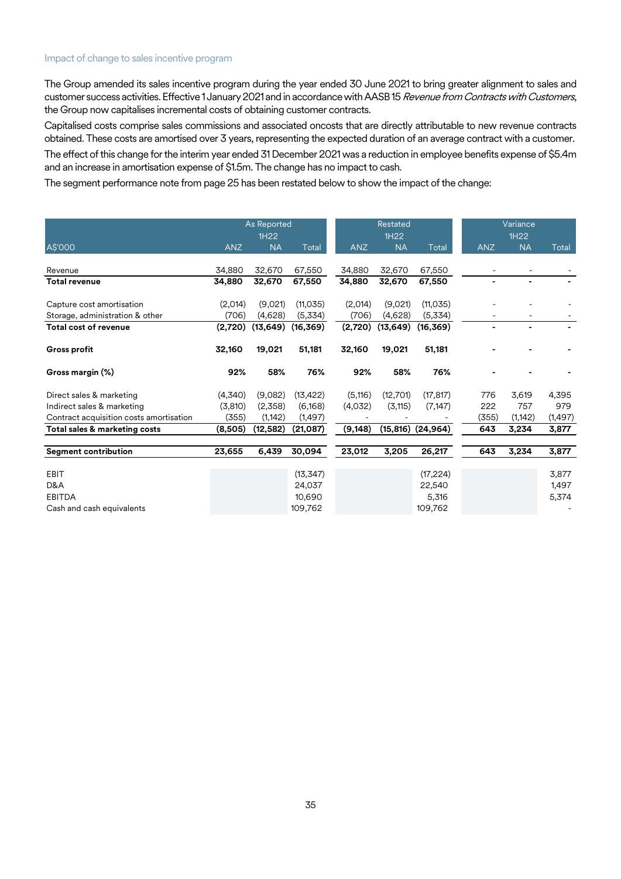## Impact of change to sales incentive program

The Group amended its sales incentive program during the year ended 30 June 2021 to bring greater alignment to sales and customer success activities. Effective 1 January 2021 and in accordance with AASB 15 *Revenue from Contracts with Customers*, the Group now capitalises incremental costs of obtaining customer contracts.

Capitalised costs comprise sales commissions and associated oncosts that are directly attributable to new revenue contracts obtained. These costs are amortised over 3 years, representing the expected duration of an average contract with a customer.

The effect of this change for the interim year ended 31 December 2021 was a reduction in employee benefits expense of $5.4m and an increase in amortisation expense of $1.5m. The change has no impact to cash.

The segment performance note from page 25 has been restated below to show the impact of the change:

| | As Reported 1H22 | | | Restated 1H22 | | | Variance 1H22 | | |
|---|---|---|---|---|---|---|---|---|---|
| A$'000 | ANZ | NA | Total | ANZ | NA | Total | ANZ | NA | Total |
| Revenue | 34,880 | 32,670 | 67,550 | 34,880 | 32,670 | 67,550 | - | - | - |
| **Total revenue** | **34,880** | **32,670** | **67,550** | **34,880** | **32,670** | **67,550** | **-** | **-** | **-** |
| Capture cost amortisation | (2,014) | (9,021) | (11,035) | (2,014) | (9,021) | (11,035) | - | - | - |
| Storage, administration & other | (706) | (4,628) | (5,334) | (706) | (4,628) | (5,334) | - | - | - |
| **Total cost of revenue** | **(2,720)** | **(13,649)** | **(16,369)** | **(2,720)** | **(13,649)** | **(16,369)** | **-** | **-** | **-** |
| **Gross profit** | **32,160** | **19,021** | **51,181** | **32,160** | **19,021** | **51,181** | **-** | **-** | **-** |
| **Gross margin (%)** | **92%** | **58%** | **76%** | **92%** | **58%** | **76%** | **-** | **-** | **-** |
| Direct sales & marketing | (4,340) | (9,082) | (13,422) | (5,116) | (12,701) | (17,817) | 776 | 3,619 | 4,395 |
| Indirect sales & marketing | (3,810) | (2,358) | (6,168) | (4,032) | (3,115) | (7,147) | 222 | 757 | 979 |
| Contract acquisition costs amortisation | (355) | (1,142) | (1,497) | - | - | - | (355) | (1,142) | (1,497) |
| **Total sales & marketing costs** | **(8,505)** | **(12,582)** | **(21,087)** | **(9,148)** | **(15,816)** | **(24,964)** | **643** | **3,234** | **3,877** |
| **Segment contribution** | **23,655** | **6,439** | **30,094** | **23,012** | **3,205** | **26,217** | **643** | **3,234** | **3,877** |
| EBIT | | | (13,347) | | | (17,224) | | | 3,877 |
| D&A | | | 24,037 | | | 22,540 | | | 1,497 |
| EBITDA | | | 10,690 | | | 5,316 | | | 5,374 |
| Cash and cash equivalents | | | 109,762 | | | 109,762 | | | - |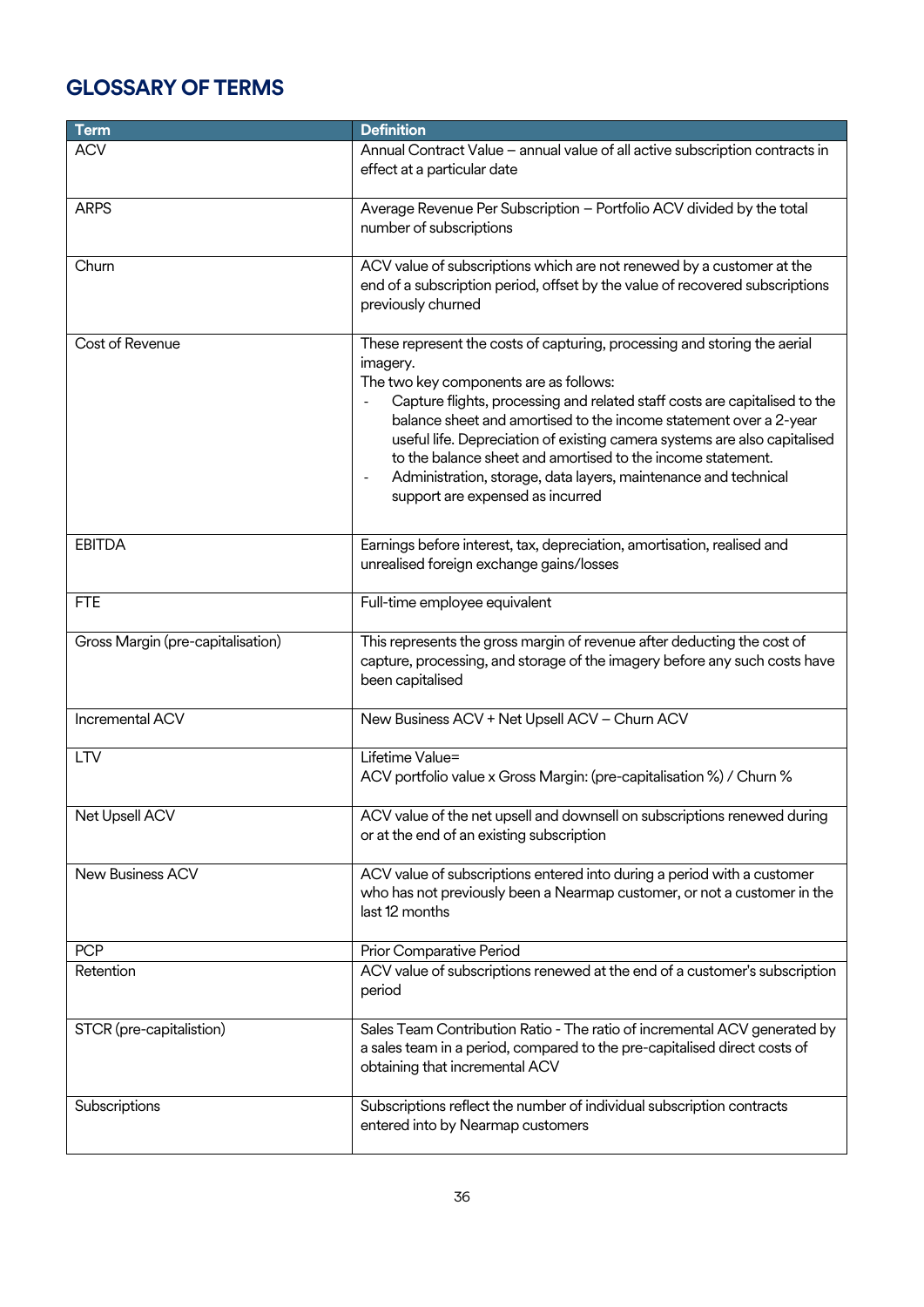## GLOSSARY OF TERMS

| Term | Definition |
|---|---|
| ACV | Annual Contract Value – annual value of all active subscription contracts in effect at a particular date |
| ARPS | Average Revenue Per Subscription – Portfolio ACV divided by the total number of subscriptions |
| Churn | ACV value of subscriptions which are not renewed by a customer at the end of a subscription period, offset by the value of recovered subscriptions previously churned |
| Cost of Revenue | These represent the costs of capturing, processing and storing the aerial imagery.<br>The two key components are as follows:<br>- Capture flights, processing and related staff costs are capitalised to the balance sheet and amortised to the income statement over a 2-year useful life. Depreciation of existing camera systems are also capitalised to the balance sheet and amortised to the income statement.<br>- Administration, storage, data layers, maintenance and technical support are expensed as incurred |
| EBITDA | Earnings before interest, tax, depreciation, amortisation, realised and unrealised foreign exchange gains/losses |
| FTE | Full-time employee equivalent |
| Gross Margin (pre-capitalisation) | This represents the gross margin of revenue after deducting the cost of capture, processing, and storage of the imagery before any such costs have been capitalised |
| Incremental ACV | New Business ACV + Net Upsell ACV – Churn ACV |
| LTV | Lifetime Value=<br>ACV portfolio value x Gross Margin: (pre-capitalisation %) / Churn % |
| Net Upsell ACV | ACV value of the net upsell and downsell on subscriptions renewed during or at the end of an existing subscription |
| New Business ACV | ACV value of subscriptions entered into during a period with a customer who has not previously been a Nearmap customer, or not a customer in the last 12 months |
| PCP | Prior Comparative Period |
| Retention | ACV value of subscriptions renewed at the end of a customer's subscription period |
| STCR (pre-capitalistion) | Sales Team Contribution Ratio - The ratio of incremental ACV generated by a sales team in a period, compared to the pre-capitalised direct costs of obtaining that incremental ACV |
| Subscriptions | Subscriptions reflect the number of individual subscription contracts entered into by Nearmap customers |